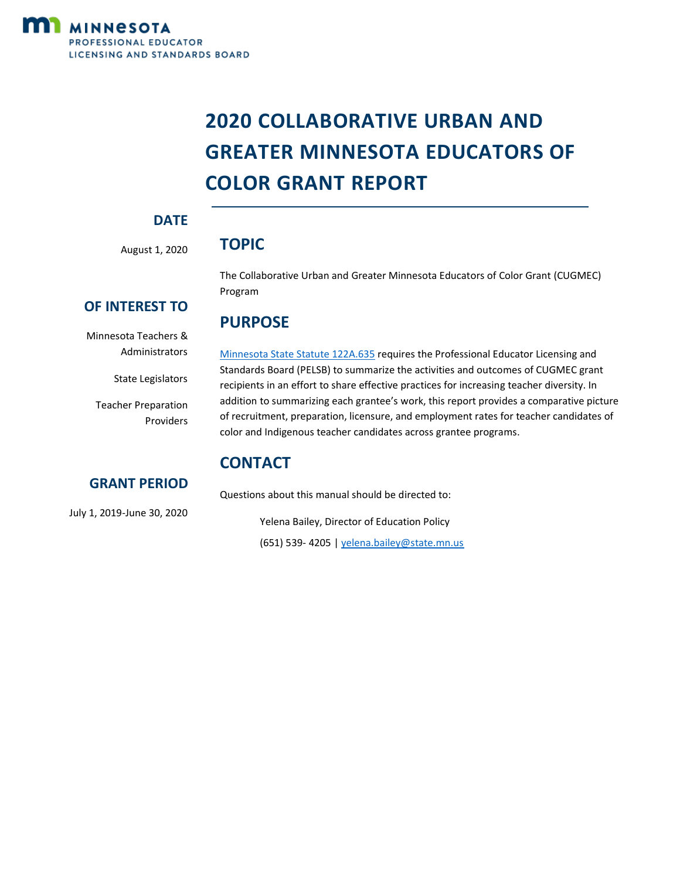MINNESOTA
PROFESSIONAL EDUCATOR
LICENSING AND STANDARDS BOARD

# 2020 COLLABORATIVE URBAN AND GREATER MINNESOTA EDUCATORS OF COLOR GRANT REPORT

## DATE

August 1, 2020

## OF INTEREST TO

Minnesota Teachers & Administrators

State Legislators

Teacher Preparation Providers

## GRANT PERIOD

July 1, 2019-June 30, 2020

## TOPIC

The Collaborative Urban and Greater Minnesota Educators of Color Grant (CUGMEC) Program

## PURPOSE

[Minnesota State Statute 122A.635](#) requires the Professional Educator Licensing and Standards Board (PELSB) to summarize the activities and outcomes of CUGMEC grant recipients in an effort to share effective practices for increasing teacher diversity. In addition to summarizing each grantee's work, this report provides a comparative picture of recruitment, preparation, licensure, and employment rates for teacher candidates of color and Indigenous teacher candidates across grantee programs.

## CONTACT

Questions about this manual should be directed to:

Yelena Bailey, Director of Education Policy

(651) 539- 4205 | yelena.bailey@state.mn.us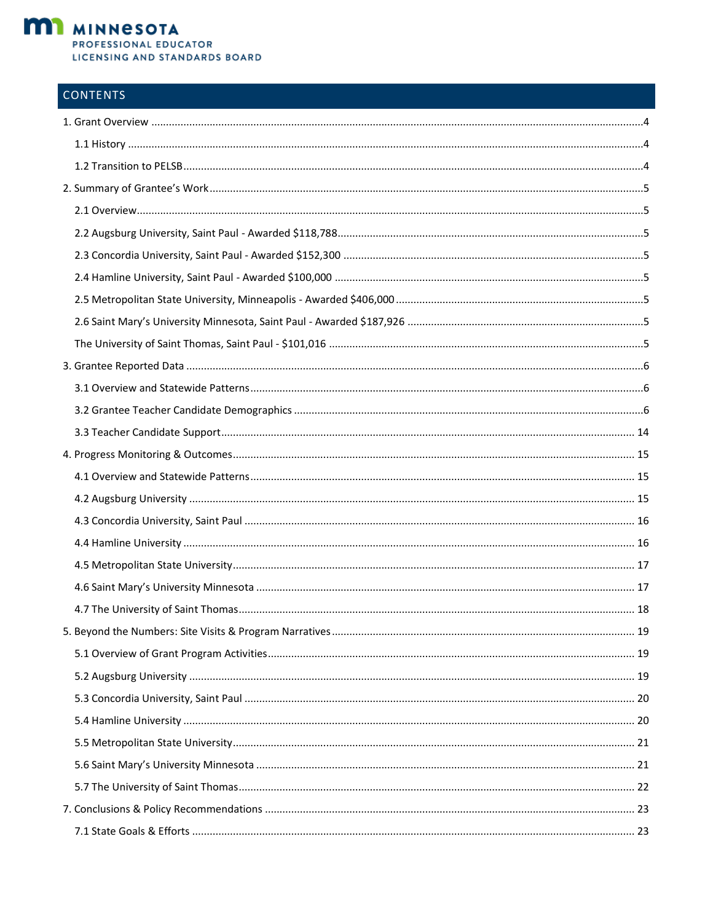**MINNESOTA**
PROFESSIONAL EDUCATOR
LICENSING AND STANDARDS BOARD

## CONTENTS

1. Grant Overview ....4
   - 1.1 History ....4
   - 1.2 Transition to PELSB ....4
2. Summary of Grantee's Work ....5
   - 2.1 Overview ....5
   - 2.2 Augsburg University, Saint Paul - Awarded $118,788 ....5
   - 2.3 Concordia University, Saint Paul - Awarded $152,300 ....5
   - 2.4 Hamline University, Saint Paul - Awarded $100,000 ....5
   - 2.5 Metropolitan State University, Minneapolis - Awarded $406,000 ....5
   - 2.6 Saint Mary's University Minnesota, Saint Paul - Awarded $187,926 ....5
   - The University of Saint Thomas, Saint Paul - $101,016 ....5
3. Grantee Reported Data ....6
   - 3.1 Overview and Statewide Patterns ....6
   - 3.2 Grantee Teacher Candidate Demographics ....6
   - 3.3 Teacher Candidate Support ....14
4. Progress Monitoring & Outcomes ....15
   - 4.1 Overview and Statewide Patterns ....15
   - 4.2 Augsburg University ....15
   - 4.3 Concordia University, Saint Paul ....16
   - 4.4 Hamline University ....16
   - 4.5 Metropolitan State University ....17
   - 4.6 Saint Mary's University Minnesota ....17
   - 4.7 The University of Saint Thomas ....18
5. Beyond the Numbers: Site Visits & Program Narratives ....19
   - 5.1 Overview of Grant Program Activities ....19
   - 5.2 Augsburg University ....19
   - 5.3 Concordia University, Saint Paul ....20
   - 5.4 Hamline University ....20
   - 5.5 Metropolitan State University ....21
   - 5.6 Saint Mary's University Minnesota ....21
   - 5.7 The University of Saint Thomas ....22
7. Conclusions & Policy Recommendations ....23
   - 7.1 State Goals & Efforts ....23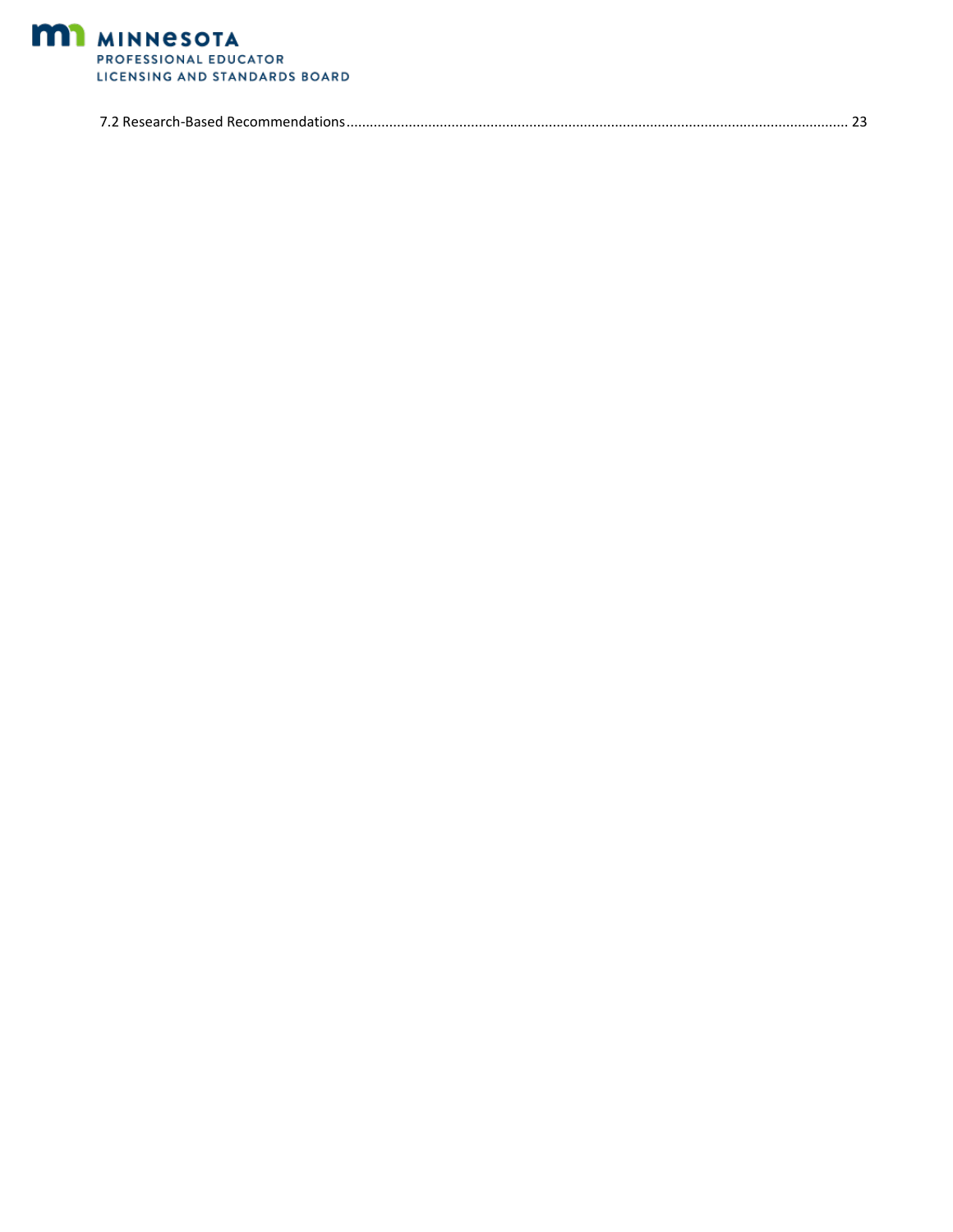7.2 Research-Based Recommendations........................................................................................................................ 23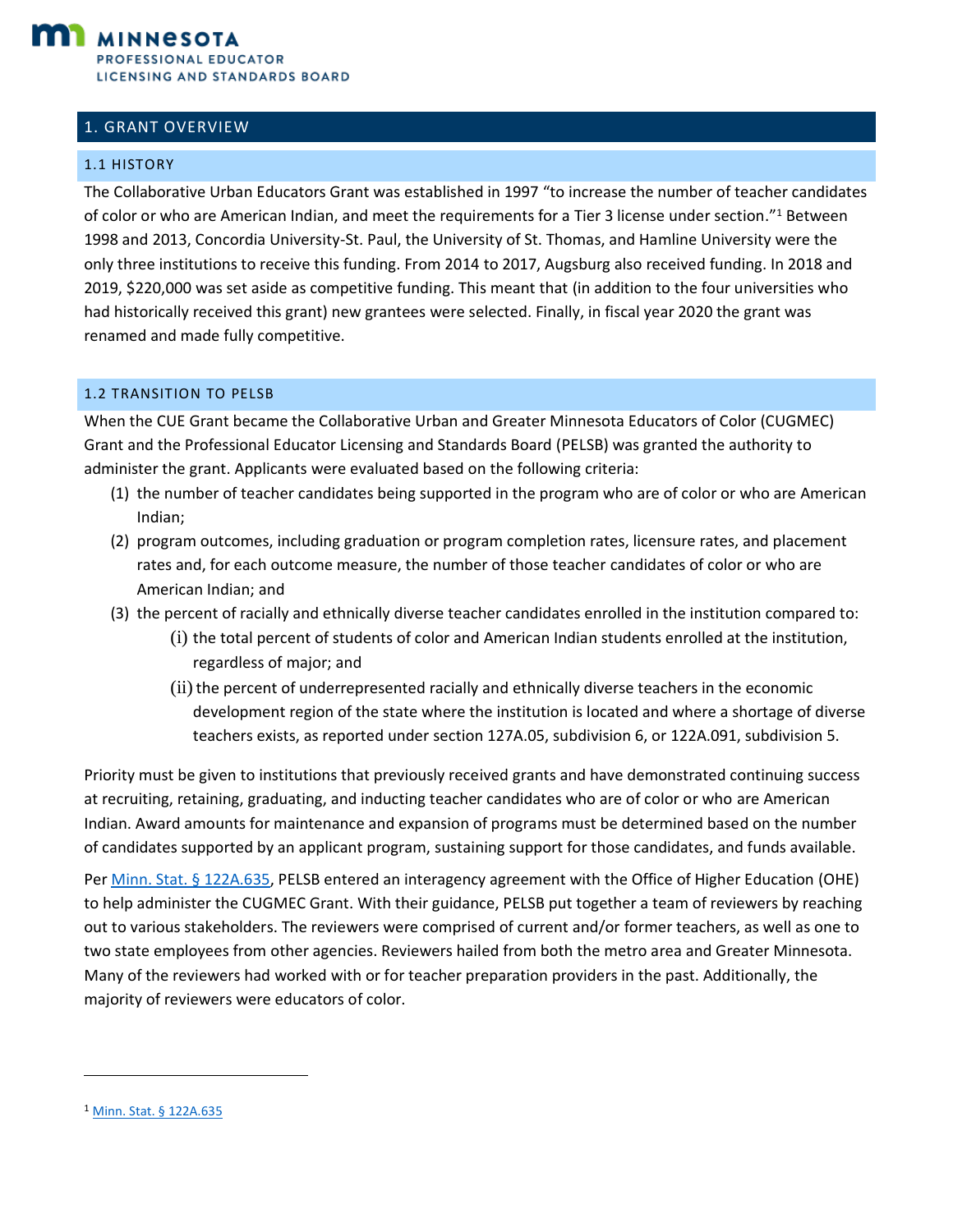## 1. GRANT OVERVIEW

### 1.1 HISTORY

The Collaborative Urban Educators Grant was established in 1997 "to increase the number of teacher candidates of color or who are American Indian, and meet the requirements for a Tier 3 license under section."[1] Between 1998 and 2013, Concordia University-St. Paul, the University of St. Thomas, and Hamline University were the only three institutions to receive this funding. From 2014 to 2017, Augsburg also received funding. In 2018 and 2019, $220,000 was set aside as competitive funding. This meant that (in addition to the four universities who had historically received this grant) new grantees were selected. Finally, in fiscal year 2020 the grant was renamed and made fully competitive.

### 1.2 TRANSITION TO PELSB

When the CUE Grant became the Collaborative Urban and Greater Minnesota Educators of Color (CUGMEC) Grant and the Professional Educator Licensing and Standards Board (PELSB) was granted the authority to administer the grant. Applicants were evaluated based on the following criteria:

(1) the number of teacher candidates being supported in the program who are of color or who are American Indian;
(2) program outcomes, including graduation or program completion rates, licensure rates, and placement rates and, for each outcome measure, the number of those teacher candidates of color or who are American Indian; and
(3) the percent of racially and ethnically diverse teacher candidates enrolled in the institution compared to:
    (i) the total percent of students of color and American Indian students enrolled at the institution, regardless of major; and
    (ii) the percent of underrepresented racially and ethnically diverse teachers in the economic development region of the state where the institution is located and where a shortage of diverse teachers exists, as reported under section 127A.05, subdivision 6, or 122A.091, subdivision 5.

Priority must be given to institutions that previously received grants and have demonstrated continuing success at recruiting, retaining, graduating, and inducting teacher candidates who are of color or who are American Indian. Award amounts for maintenance and expansion of programs must be determined based on the number of candidates supported by an applicant program, sustaining support for those candidates, and funds available.

Per Minn. Stat. § 122A.635, PELSB entered an interagency agreement with the Office of Higher Education (OHE) to help administer the CUGMEC Grant. With their guidance, PELSB put together a team of reviewers by reaching out to various stakeholders. The reviewers were comprised of current and/or former teachers, as well as one to two state employees from other agencies. Reviewers hailed from both the metro area and Greater Minnesota. Many of the reviewers had worked with or for teacher preparation providers in the past. Additionally, the majority of reviewers were educators of color.

---

[1] Minn. Stat. § 122A.635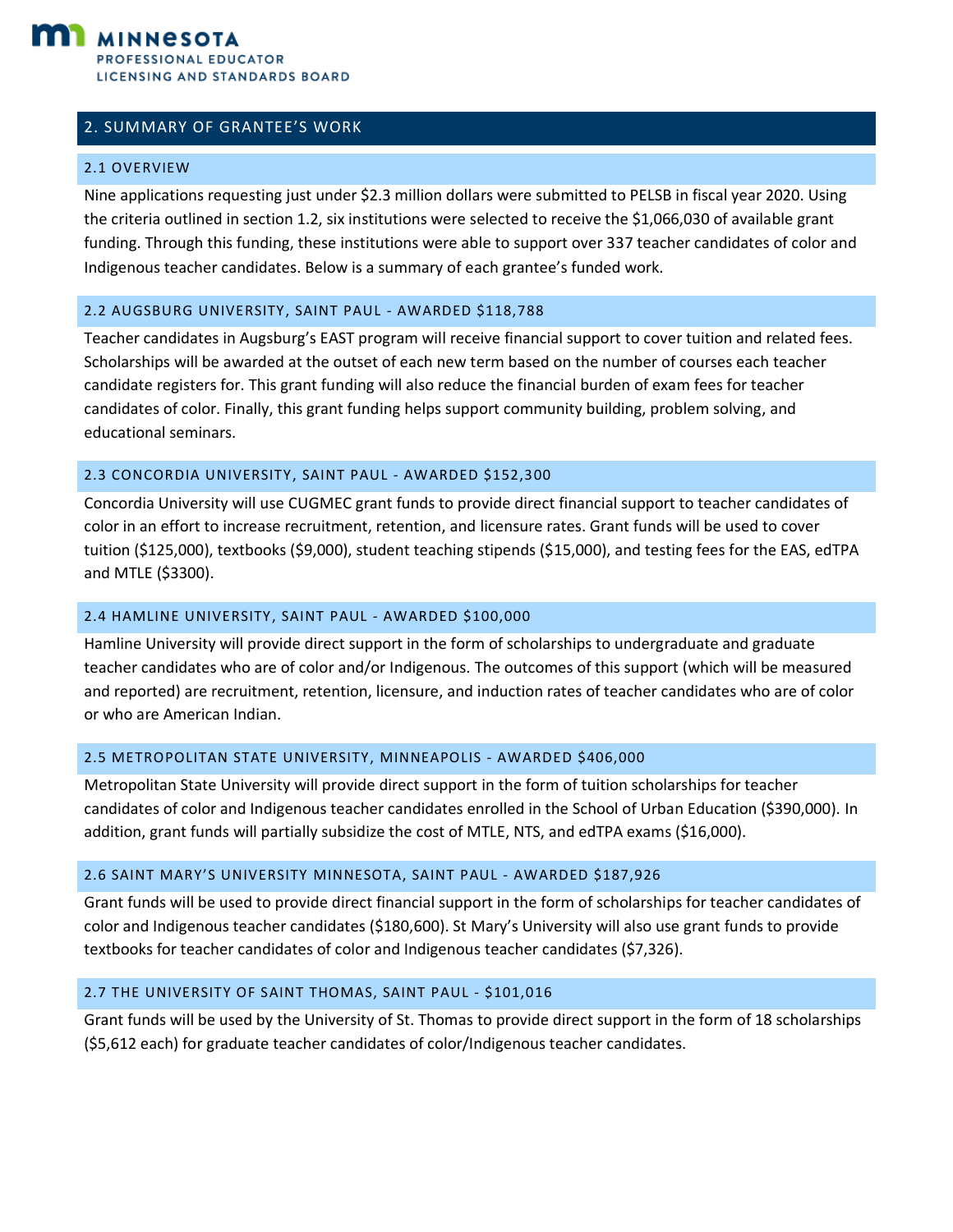## 2. SUMMARY OF GRANTEE'S WORK

### 2.1 OVERVIEW

Nine applications requesting just under $2.3 million dollars were submitted to PELSB in fiscal year 2020. Using the criteria outlined in section 1.2, six institutions were selected to receive the $1,066,030 of available grant funding. Through this funding, these institutions were able to support over 337 teacher candidates of color and Indigenous teacher candidates. Below is a summary of each grantee's funded work.

### 2.2 AUGSBURG UNIVERSITY, SAINT PAUL - AWARDED $118,788

Teacher candidates in Augsburg's EAST program will receive financial support to cover tuition and related fees. Scholarships will be awarded at the outset of each new term based on the number of courses each teacher candidate registers for. This grant funding will also reduce the financial burden of exam fees for teacher candidates of color. Finally, this grant funding helps support community building, problem solving, and educational seminars.

### 2.3 CONCORDIA UNIVERSITY, SAINT PAUL - AWARDED $152,300

Concordia University will use CUGMEC grant funds to provide direct financial support to teacher candidates of color in an effort to increase recruitment, retention, and licensure rates. Grant funds will be used to cover tuition ($125,000), textbooks ($9,000), student teaching stipends ($15,000), and testing fees for the EAS, edTPA and MTLE ($3300).

### 2.4 HAMLINE UNIVERSITY, SAINT PAUL - AWARDED $100,000

Hamline University will provide direct support in the form of scholarships to undergraduate and graduate teacher candidates who are of color and/or Indigenous. The outcomes of this support (which will be measured and reported) are recruitment, retention, licensure, and induction rates of teacher candidates who are of color or who are American Indian.

### 2.5 METROPOLITAN STATE UNIVERSITY, MINNEAPOLIS - AWARDED $406,000

Metropolitan State University will provide direct support in the form of tuition scholarships for teacher candidates of color and Indigenous teacher candidates enrolled in the School of Urban Education ($390,000). In addition, grant funds will partially subsidize the cost of MTLE, NTS, and edTPA exams ($16,000).

### 2.6 SAINT MARY'S UNIVERSITY MINNESOTA, SAINT PAUL - AWARDED $187,926

Grant funds will be used to provide direct financial support in the form of scholarships for teacher candidates of color and Indigenous teacher candidates ($180,600). St Mary's University will also use grant funds to provide textbooks for teacher candidates of color and Indigenous teacher candidates ($7,326).

### 2.7 THE UNIVERSITY OF SAINT THOMAS, SAINT PAUL - $101,016

Grant funds will be used by the University of St. Thomas to provide direct support in the form of 18 scholarships ($5,612 each) for graduate teacher candidates of color/Indigenous teacher candidates.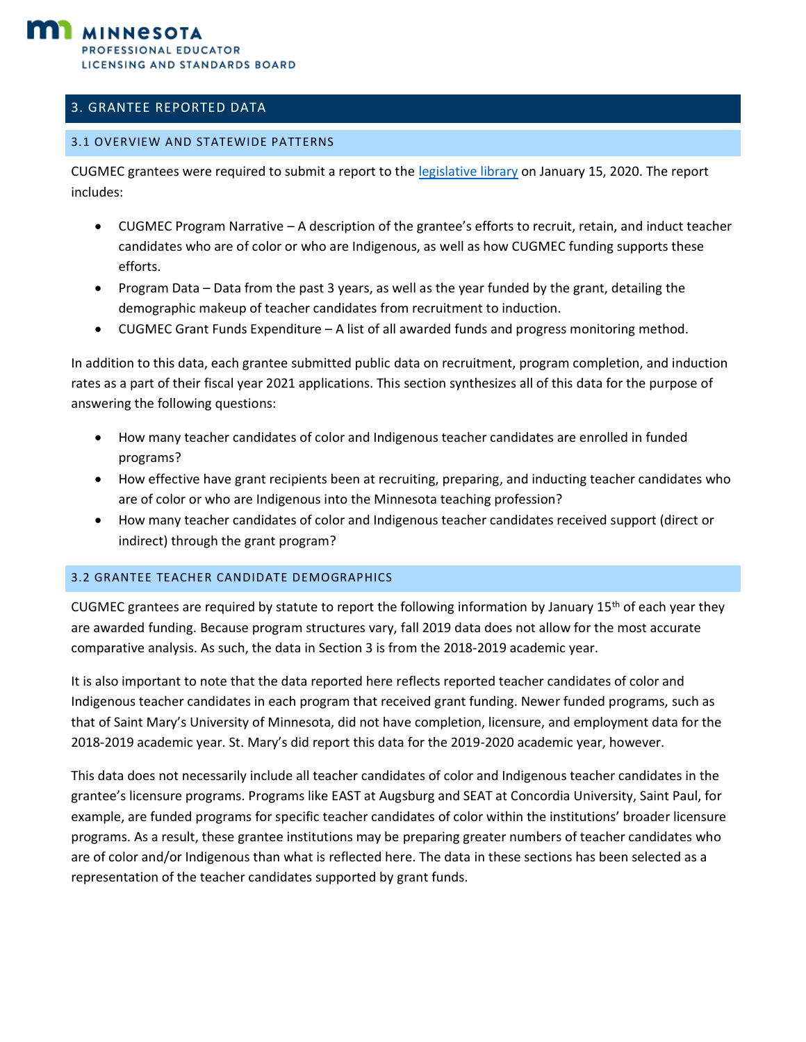## 3. GRANTEE REPORTED DATA

### 3.1 OVERVIEW AND STATEWIDE PATTERNS

CUGMEC grantees were required to submit a report to the [legislative library] on January 15, 2020. The report includes:

- CUGMEC Program Narrative – A description of the grantee's efforts to recruit, retain, and induct teacher candidates who are of color or who are Indigenous, as well as how CUGMEC funding supports these efforts.
- Program Data – Data from the past 3 years, as well as the year funded by the grant, detailing the demographic makeup of teacher candidates from recruitment to induction.
- CUGMEC Grant Funds Expenditure – A list of all awarded funds and progress monitoring method.

In addition to this data, each grantee submitted public data on recruitment, program completion, and induction rates as a part of their fiscal year 2021 applications. This section synthesizes all of this data for the purpose of answering the following questions:

- How many teacher candidates of color and Indigenous teacher candidates are enrolled in funded programs?
- How effective have grant recipients been at recruiting, preparing, and inducting teacher candidates who are of color or who are Indigenous into the Minnesota teaching profession?
- How many teacher candidates of color and Indigenous teacher candidates received support (direct or indirect) through the grant program?

### 3.2 GRANTEE TEACHER CANDIDATE DEMOGRAPHICS

CUGMEC grantees are required by statute to report the following information by January 15th of each year they are awarded funding. Because program structures vary, fall 2019 data does not allow for the most accurate comparative analysis. As such, the data in Section 3 is from the 2018-2019 academic year.

It is also important to note that the data reported here reflects reported teacher candidates of color and Indigenous teacher candidates in each program that received grant funding. Newer funded programs, such as that of Saint Mary's University of Minnesota, did not have completion, licensure, and employment data for the 2018-2019 academic year. St. Mary's did report this data for the 2019-2020 academic year, however.

This data does not necessarily include all teacher candidates of color and Indigenous teacher candidates in the grantee's licensure programs. Programs like EAST at Augsburg and SEAT at Concordia University, Saint Paul, for example, are funded programs for specific teacher candidates of color within the institutions' broader licensure programs. As a result, these grantee institutions may be preparing greater numbers of teacher candidates who are of color and/or Indigenous than what is reflected here. The data in these sections has been selected as a representation of the teacher candidates supported by grant funds.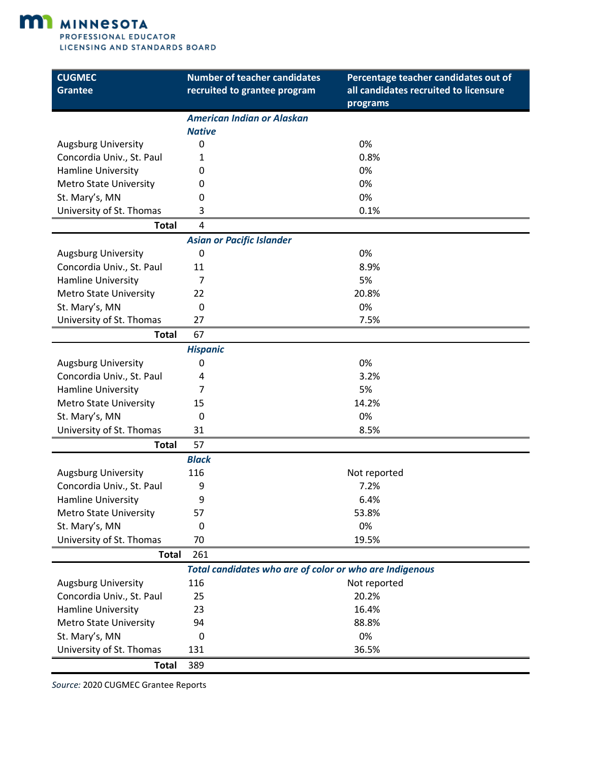MINNESOTA
PROFESSIONAL EDUCATOR
LICENSING AND STANDARDS BOARD

| CUGMEC Grantee | Number of teacher candidates recruited to grantee program | Percentage teacher candidates out of all candidates recruited to licensure programs |
|---|---|---|
| | ***American Indian or Alaskan Native*** | |
| Augsburg University | 0 | 0% |
| Concordia Univ., St. Paul | 1 | 0.8% |
| Hamline University | 0 | 0% |
| Metro State University | 0 | 0% |
| St. Mary's, MN | 0 | 0% |
| University of St. Thomas | 3 | 0.1% |
| **Total** | 4 | |
| | ***Asian or Pacific Islander*** | |
| Augsburg University | 0 | 0% |
| Concordia Univ., St. Paul | 11 | 8.9% |
| Hamline University | 7 | 5% |
| Metro State University | 22 | 20.8% |
| St. Mary's, MN | 0 | 0% |
| University of St. Thomas | 27 | 7.5% |
| **Total** | 67 | |
| | ***Hispanic*** | |
| Augsburg University | 0 | 0% |
| Concordia Univ., St. Paul | 4 | 3.2% |
| Hamline University | 7 | 5% |
| Metro State University | 15 | 14.2% |
| St. Mary's, MN | 0 | 0% |
| University of St. Thomas | 31 | 8.5% |
| **Total** | 57 | |
| | ***Black*** | |
| Augsburg University | 116 | Not reported |
| Concordia Univ., St. Paul | 9 | 7.2% |
| Hamline University | 9 | 6.4% |
| Metro State University | 57 | 53.8% |
| St. Mary's, MN | 0 | 0% |
| University of St. Thomas | 70 | 19.5% |
| **Total** | 261 | |
| | ***Total candidates who are of color or who are Indigenous*** | |
| Augsburg University | 116 | Not reported |
| Concordia Univ., St. Paul | 25 | 20.2% |
| Hamline University | 23 | 16.4% |
| Metro State University | 94 | 88.8% |
| St. Mary's, MN | 0 | 0% |
| University of St. Thomas | 131 | 36.5% |
| **Total** | 389 | |

*Source:* 2020 CUGMEC Grantee Reports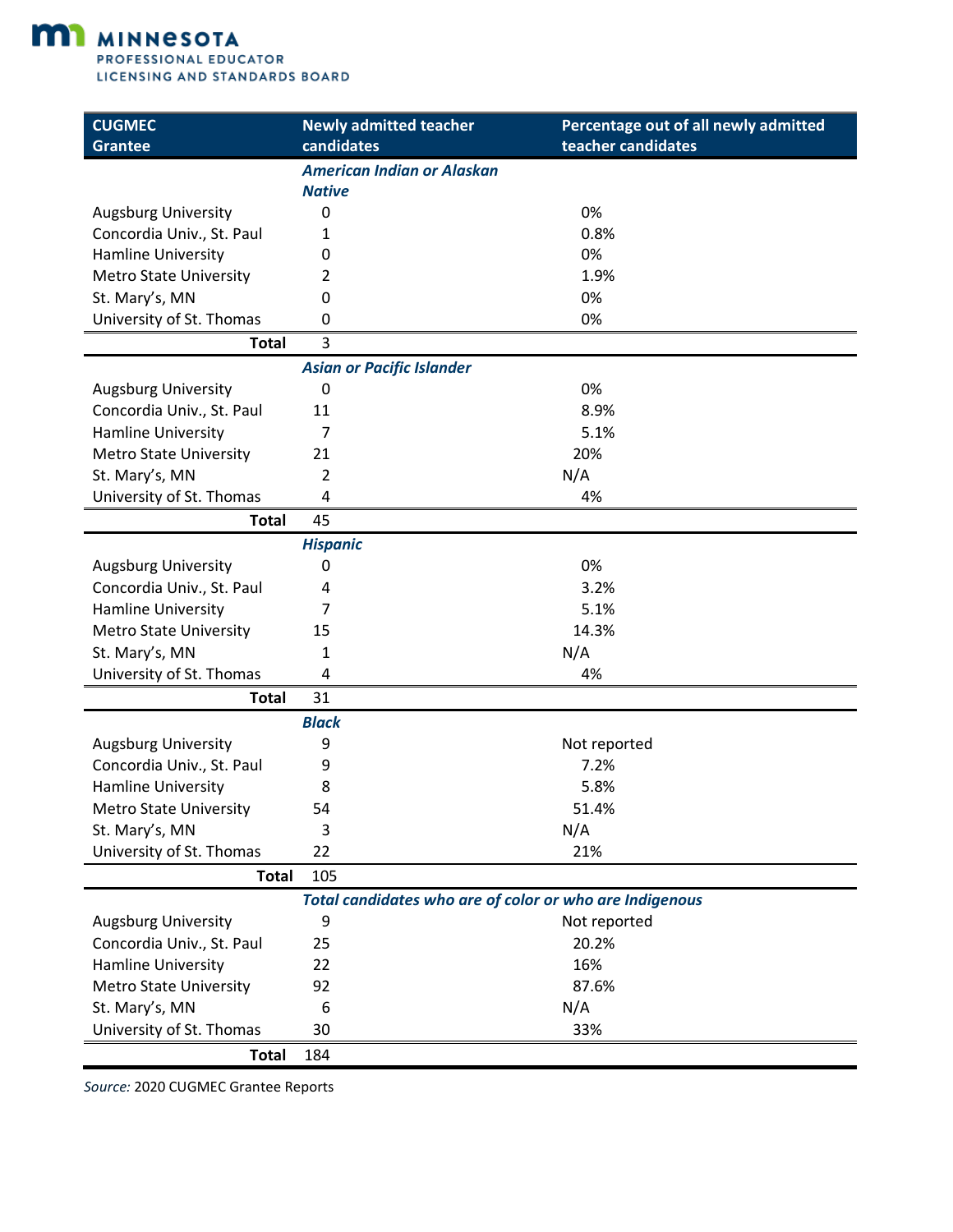| CUGMEC Grantee | Newly admitted teacher candidates | Percentage out of all newly admitted teacher candidates |
|---|---|---|
| | ***American Indian or Alaskan Native*** | |
| Augsburg University | 0 | 0% |
| Concordia Univ., St. Paul | 1 | 0.8% |
| Hamline University | 0 | 0% |
| Metro State University | 2 | 1.9% |
| St. Mary's, MN | 0 | 0% |
| University of St. Thomas | 0 | 0% |
| **Total** | 3 | |
| | ***Asian or Pacific Islander*** | |
| Augsburg University | 0 | 0% |
| Concordia Univ., St. Paul | 11 | 8.9% |
| Hamline University | 7 | 5.1% |
| Metro State University | 21 | 20% |
| St. Mary's, MN | 2 | N/A |
| University of St. Thomas | 4 | 4% |
| **Total** | 45 | |
| | ***Hispanic*** | |
| Augsburg University | 0 | 0% |
| Concordia Univ., St. Paul | 4 | 3.2% |
| Hamline University | 7 | 5.1% |
| Metro State University | 15 | 14.3% |
| St. Mary's, MN | 1 | N/A |
| University of St. Thomas | 4 | 4% |
| **Total** | 31 | |
| | ***Black*** | |
| Augsburg University | 9 | Not reported |
| Concordia Univ., St. Paul | 9 | 7.2% |
| Hamline University | 8 | 5.8% |
| Metro State University | 54 | 51.4% |
| St. Mary's, MN | 3 | N/A |
| University of St. Thomas | 22 | 21% |
| **Total** | 105 | |
| | ***Total candidates who are of color or who are Indigenous*** | |
| Augsburg University | 9 | Not reported |
| Concordia Univ., St. Paul | 25 | 20.2% |
| Hamline University | 22 | 16% |
| Metro State University | 92 | 87.6% |
| St. Mary's, MN | 6 | N/A |
| University of St. Thomas | 30 | 33% |
| **Total** | 184 | |

*Source:* 2020 CUGMEC Grantee Reports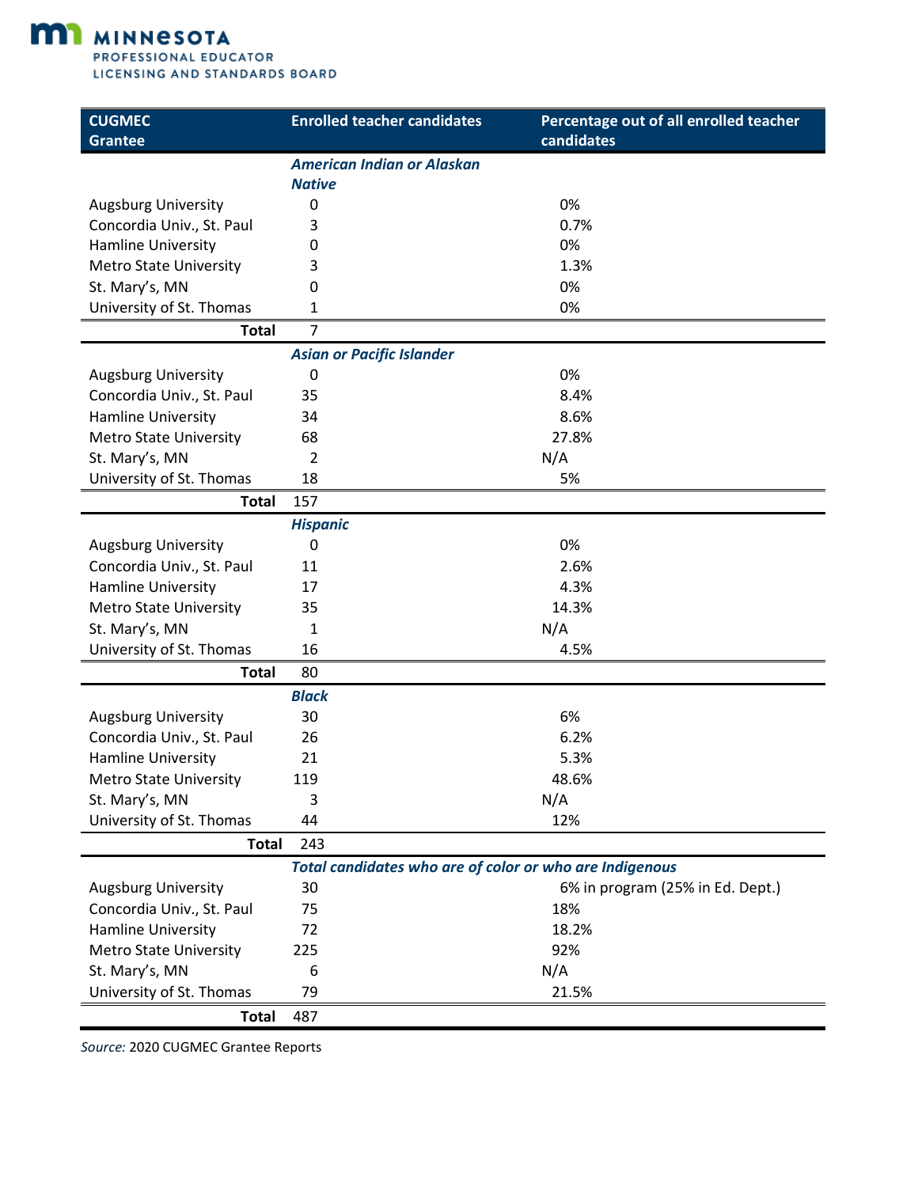| CUGMEC Grantee | Enrolled teacher candidates | Percentage out of all enrolled teacher candidates |
|---|---|---|
| | ***American Indian or Alaskan Native*** | |
| Augsburg University | 0 | 0% |
| Concordia Univ., St. Paul | 3 | 0.7% |
| Hamline University | 0 | 0% |
| Metro State University | 3 | 1.3% |
| St. Mary's, MN | 0 | 0% |
| University of St. Thomas | 1 | 0% |
| **Total** | 7 | |
| | ***Asian or Pacific Islander*** | |
| Augsburg University | 0 | 0% |
| Concordia Univ., St. Paul | 35 | 8.4% |
| Hamline University | 34 | 8.6% |
| Metro State University | 68 | 27.8% |
| St. Mary's, MN | 2 | N/A |
| University of St. Thomas | 18 | 5% |
| **Total** | 157 | |
| | ***Hispanic*** | |
| Augsburg University | 0 | 0% |
| Concordia Univ., St. Paul | 11 | 2.6% |
| Hamline University | 17 | 4.3% |
| Metro State University | 35 | 14.3% |
| St. Mary's, MN | 1 | N/A |
| University of St. Thomas | 16 | 4.5% |
| **Total** | 80 | |
| | ***Black*** | |
| Augsburg University | 30 | 6% |
| Concordia Univ., St. Paul | 26 | 6.2% |
| Hamline University | 21 | 5.3% |
| Metro State University | 119 | 48.6% |
| St. Mary's, MN | 3 | N/A |
| University of St. Thomas | 44 | 12% |
| **Total** | 243 | |
| | ***Total candidates who are of color or who are Indigenous*** | |
| Augsburg University | 30 | 6% in program (25% in Ed. Dept.) |
| Concordia Univ., St. Paul | 75 | 18% |
| Hamline University | 72 | 18.2% |
| Metro State University | 225 | 92% |
| St. Mary's, MN | 6 | N/A |
| University of St. Thomas | 79 | 21.5% |
| **Total** | 487 | |

*Source:* 2020 CUGMEC Grantee Reports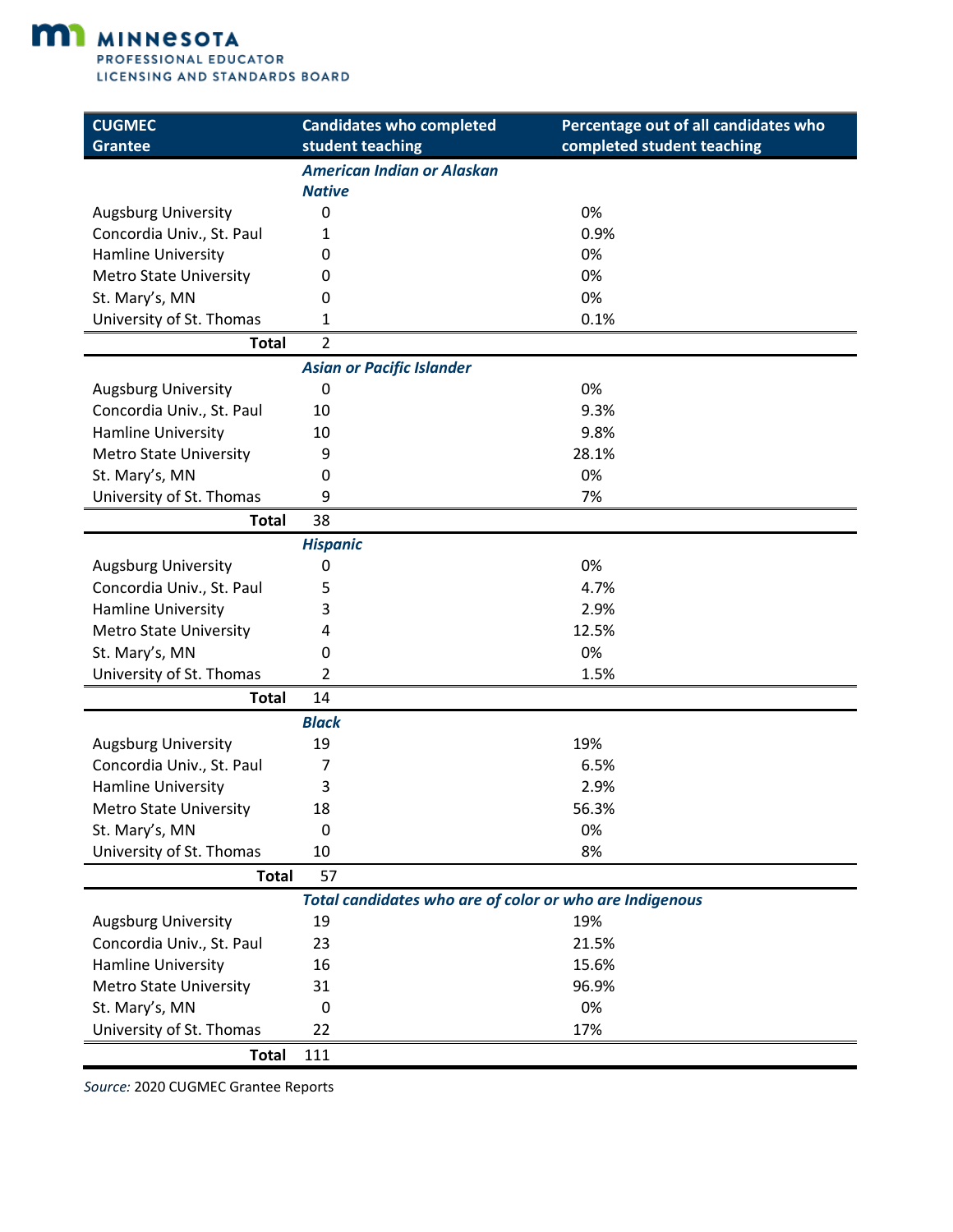| CUGMEC Grantee | Candidates who completed student teaching | Percentage out of all candidates who completed student teaching |
|---|---|---|
| | ***American Indian or Alaskan Native*** | |
| Augsburg University | 0 | 0% |
| Concordia Univ., St. Paul | 1 | 0.9% |
| Hamline University | 0 | 0% |
| Metro State University | 0 | 0% |
| St. Mary's, MN | 0 | 0% |
| University of St. Thomas | 1 | 0.1% |
| **Total** | 2 | |
| | ***Asian or Pacific Islander*** | |
| Augsburg University | 0 | 0% |
| Concordia Univ., St. Paul | 10 | 9.3% |
| Hamline University | 10 | 9.8% |
| Metro State University | 9 | 28.1% |
| St. Mary's, MN | 0 | 0% |
| University of St. Thomas | 9 | 7% |
| **Total** | 38 | |
| | ***Hispanic*** | |
| Augsburg University | 0 | 0% |
| Concordia Univ., St. Paul | 5 | 4.7% |
| Hamline University | 3 | 2.9% |
| Metro State University | 4 | 12.5% |
| St. Mary's, MN | 0 | 0% |
| University of St. Thomas | 2 | 1.5% |
| **Total** | 14 | |
| | ***Black*** | |
| Augsburg University | 19 | 19% |
| Concordia Univ., St. Paul | 7 | 6.5% |
| Hamline University | 3 | 2.9% |
| Metro State University | 18 | 56.3% |
| St. Mary's, MN | 0 | 0% |
| University of St. Thomas | 10 | 8% |
| **Total** | 57 | |
| | ***Total candidates who are of color or who are Indigenous*** | |
| Augsburg University | 19 | 19% |
| Concordia Univ., St. Paul | 23 | 21.5% |
| Hamline University | 16 | 15.6% |
| Metro State University | 31 | 96.9% |
| St. Mary's, MN | 0 | 0% |
| University of St. Thomas | 22 | 17% |
| **Total** | 111 | |

*Source:* 2020 CUGMEC Grantee Reports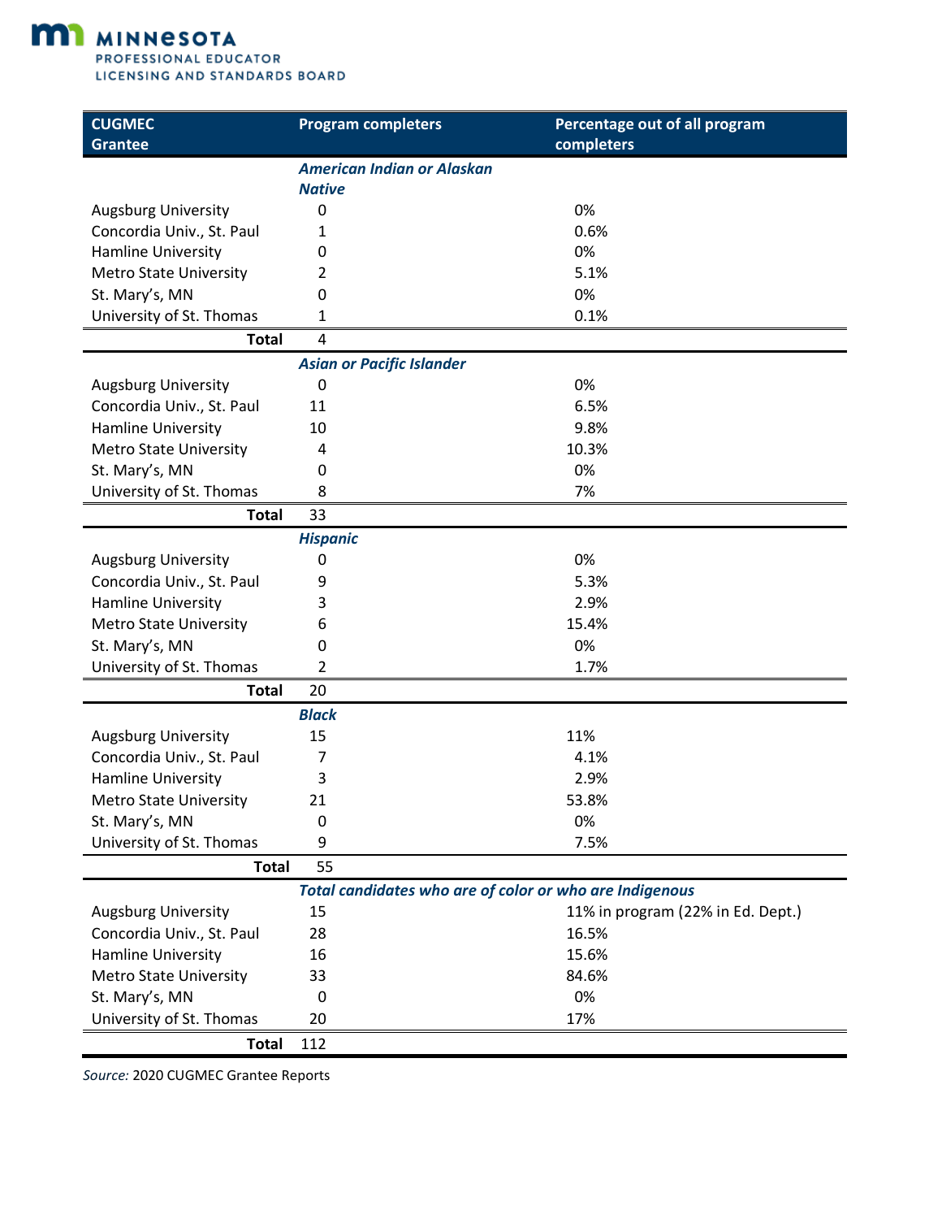| CUGMEC Grantee | Program completers | Percentage out of all program completers |
|---|---|---|
| | ***American Indian or Alaskan Native*** | |
| Augsburg University | 0 | 0% |
| Concordia Univ., St. Paul | 1 | 0.6% |
| Hamline University | 0 | 0% |
| Metro State University | 2 | 5.1% |
| St. Mary's, MN | 0 | 0% |
| University of St. Thomas | 1 | 0.1% |
| **Total** | 4 | |
| | ***Asian or Pacific Islander*** | |
| Augsburg University | 0 | 0% |
| Concordia Univ., St. Paul | 11 | 6.5% |
| Hamline University | 10 | 9.8% |
| Metro State University | 4 | 10.3% |
| St. Mary's, MN | 0 | 0% |
| University of St. Thomas | 8 | 7% |
| **Total** | 33 | |
| | ***Hispanic*** | |
| Augsburg University | 0 | 0% |
| Concordia Univ., St. Paul | 9 | 5.3% |
| Hamline University | 3 | 2.9% |
| Metro State University | 6 | 15.4% |
| St. Mary's, MN | 0 | 0% |
| University of St. Thomas | 2 | 1.7% |
| **Total** | 20 | |
| | ***Black*** | |
| Augsburg University | 15 | 11% |
| Concordia Univ., St. Paul | 7 | 4.1% |
| Hamline University | 3 | 2.9% |
| Metro State University | 21 | 53.8% |
| St. Mary's, MN | 0 | 0% |
| University of St. Thomas | 9 | 7.5% |
| **Total** | 55 | |
| | ***Total candidates who are of color or who are Indigenous*** | |
| Augsburg University | 15 | 11% in program (22% in Ed. Dept.) |
| Concordia Univ., St. Paul | 28 | 16.5% |
| Hamline University | 16 | 15.6% |
| Metro State University | 33 | 84.6% |
| St. Mary's, MN | 0 | 0% |
| University of St. Thomas | 20 | 17% |
| **Total** | 112 | |

*Source:* 2020 CUGMEC Grantee Reports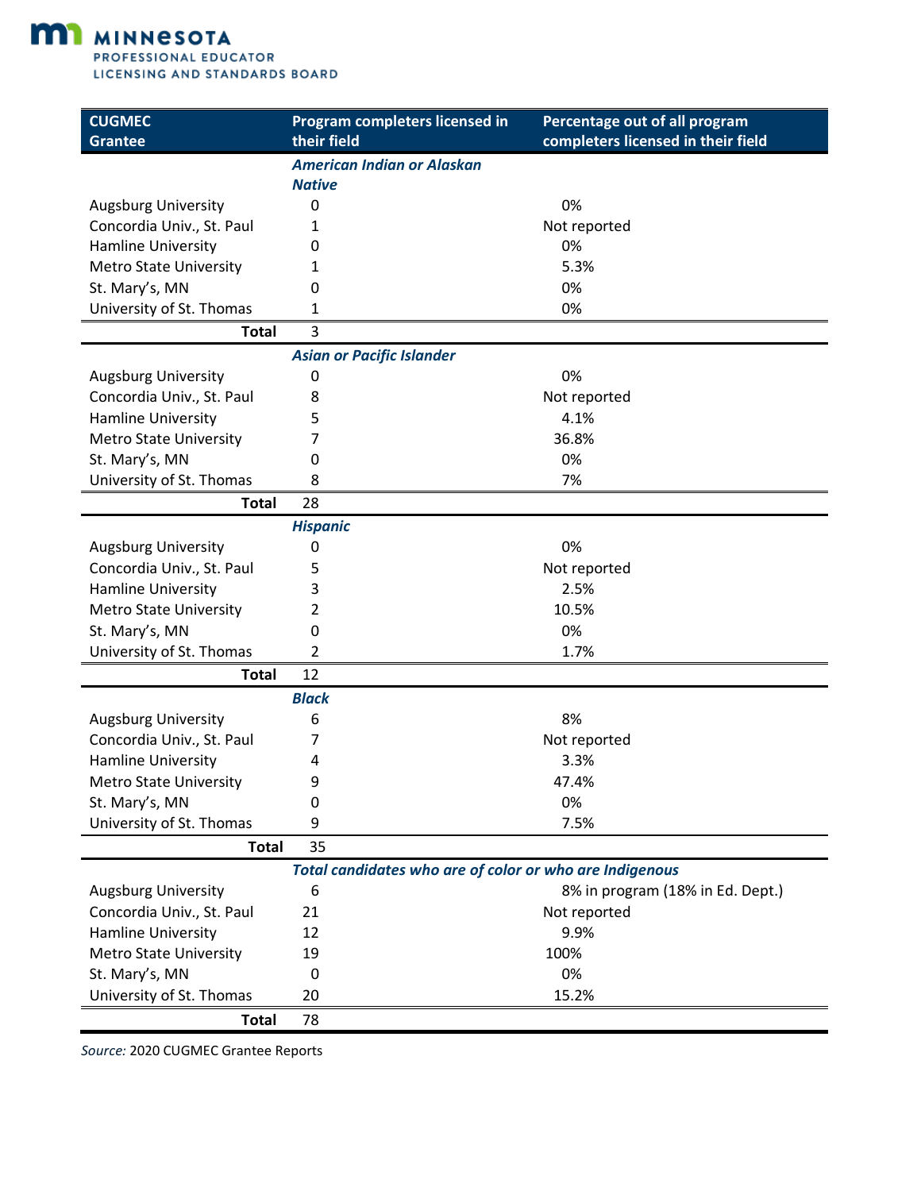| CUGMEC Grantee | Program completers licensed in their field | Percentage out of all program completers licensed in their field |
|---|---|---|
| | ***American Indian or Alaskan Native*** | |
| Augsburg University | 0 | 0% |
| Concordia Univ., St. Paul | 1 | Not reported |
| Hamline University | 0 | 0% |
| Metro State University | 1 | 5.3% |
| St. Mary's, MN | 0 | 0% |
| University of St. Thomas | 1 | 0% |
| **Total** | 3 | |
| | ***Asian or Pacific Islander*** | |
| Augsburg University | 0 | 0% |
| Concordia Univ., St. Paul | 8 | Not reported |
| Hamline University | 5 | 4.1% |
| Metro State University | 7 | 36.8% |
| St. Mary's, MN | 0 | 0% |
| University of St. Thomas | 8 | 7% |
| **Total** | 28 | |
| | ***Hispanic*** | |
| Augsburg University | 0 | 0% |
| Concordia Univ., St. Paul | 5 | Not reported |
| Hamline University | 3 | 2.5% |
| Metro State University | 2 | 10.5% |
| St. Mary's, MN | 0 | 0% |
| University of St. Thomas | 2 | 1.7% |
| **Total** | 12 | |
| | ***Black*** | |
| Augsburg University | 6 | 8% |
| Concordia Univ., St. Paul | 7 | Not reported |
| Hamline University | 4 | 3.3% |
| Metro State University | 9 | 47.4% |
| St. Mary's, MN | 0 | 0% |
| University of St. Thomas | 9 | 7.5% |
| **Total** | 35 | |
| | ***Total candidates who are of color or who are Indigenous*** | |
| Augsburg University | 6 | 8% in program (18% in Ed. Dept.) |
| Concordia Univ., St. Paul | 21 | Not reported |
| Hamline University | 12 | 9.9% |
| Metro State University | 19 | 100% |
| St. Mary's, MN | 0 | 0% |
| University of St. Thomas | 20 | 15.2% |
| **Total** | 78 | |

*Source:* 2020 CUGMEC Grantee Reports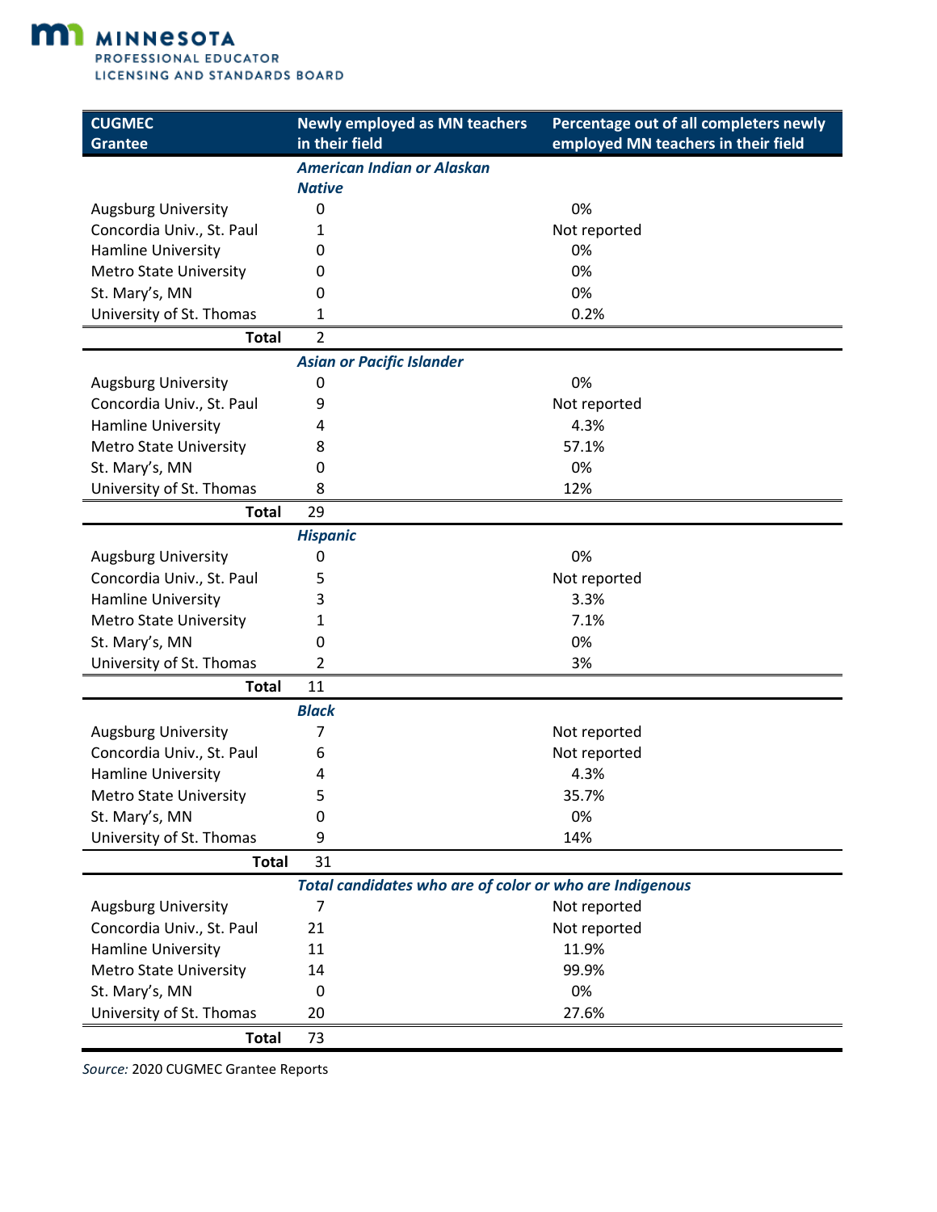| CUGMEC Grantee | Newly employed as MN teachers in their field | Percentage out of all completers newly employed MN teachers in their field |
|---|---|---|
| | ***American Indian or Alaskan Native*** | |
| Augsburg University | 0 | 0% |
| Concordia Univ., St. Paul | 1 | Not reported |
| Hamline University | 0 | 0% |
| Metro State University | 0 | 0% |
| St. Mary's, MN | 0 | 0% |
| University of St. Thomas | 1 | 0.2% |
| **Total** | 2 | |
| | ***Asian or Pacific Islander*** | |
| Augsburg University | 0 | 0% |
| Concordia Univ., St. Paul | 9 | Not reported |
| Hamline University | 4 | 4.3% |
| Metro State University | 8 | 57.1% |
| St. Mary's, MN | 0 | 0% |
| University of St. Thomas | 8 | 12% |
| **Total** | 29 | |
| | ***Hispanic*** | |
| Augsburg University | 0 | 0% |
| Concordia Univ., St. Paul | 5 | Not reported |
| Hamline University | 3 | 3.3% |
| Metro State University | 1 | 7.1% |
| St. Mary's, MN | 0 | 0% |
| University of St. Thomas | 2 | 3% |
| **Total** | 11 | |
| | ***Black*** | |
| Augsburg University | 7 | Not reported |
| Concordia Univ., St. Paul | 6 | Not reported |
| Hamline University | 4 | 4.3% |
| Metro State University | 5 | 35.7% |
| St. Mary's, MN | 0 | 0% |
| University of St. Thomas | 9 | 14% |
| **Total** | 31 | |
| | ***Total candidates who are of color or who are Indigenous*** | |
| Augsburg University | 7 | Not reported |
| Concordia Univ., St. Paul | 21 | Not reported |
| Hamline University | 11 | 11.9% |
| Metro State University | 14 | 99.9% |
| St. Mary's, MN | 0 | 0% |
| University of St. Thomas | 20 | 27.6% |
| **Total** | 73 | |

*Source:* 2020 CUGMEC Grantee Reports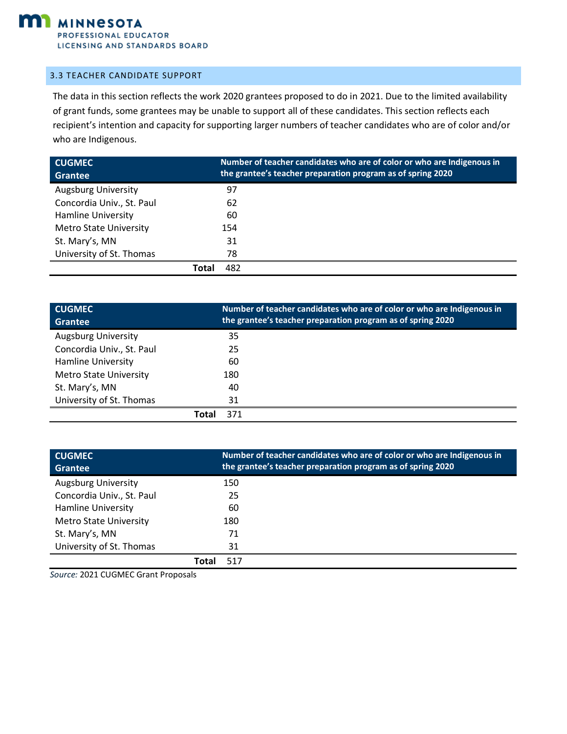## 3.3 TEACHER CANDIDATE SUPPORT

The data in this section reflects the work 2020 grantees proposed to do in 2021. Due to the limited availability of grant funds, some grantees may be unable to support all of these candidates. This section reflects each recipient's intention and capacity for supporting larger numbers of teacher candidates who are of color and/or who are Indigenous.

| CUGMEC Grantee | Number of teacher candidates who are of color or who are Indigenous in the grantee's teacher preparation program as of spring 2020 |
|---|---|
| Augsburg University | 97 |
| Concordia Univ., St. Paul | 62 |
| Hamline University | 60 |
| Metro State University | 154 |
| St. Mary's, MN | 31 |
| University of St. Thomas | 78 |
| **Total** | 482 |

| CUGMEC Grantee | Number of teacher candidates who are of color or who are Indigenous in the grantee's teacher preparation program as of spring 2020 |
|---|---|
| Augsburg University | 35 |
| Concordia Univ., St. Paul | 25 |
| Hamline University | 60 |
| Metro State University | 180 |
| St. Mary's, MN | 40 |
| University of St. Thomas | 31 |
| **Total** | 371 |

| CUGMEC Grantee | Number of teacher candidates who are of color or who are Indigenous in the grantee's teacher preparation program as of spring 2020 |
|---|---|
| Augsburg University | 150 |
| Concordia Univ., St. Paul | 25 |
| Hamline University | 60 |
| Metro State University | 180 |
| St. Mary's, MN | 71 |
| University of St. Thomas | 31 |
| **Total** | 517 |

*Source:* 2021 CUGMEC Grant Proposals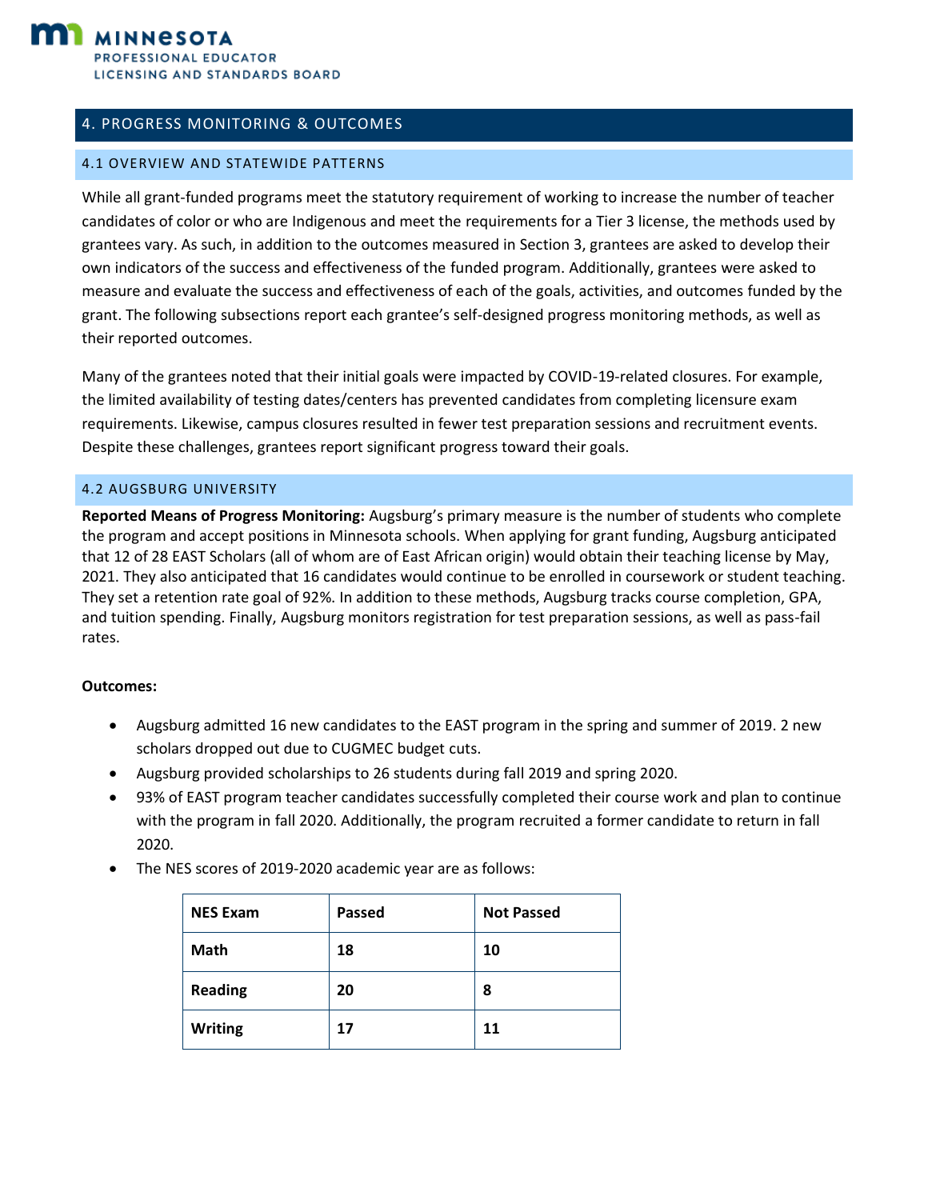## 4. PROGRESS MONITORING & OUTCOMES

### 4.1 OVERVIEW AND STATEWIDE PATTERNS

While all grant-funded programs meet the statutory requirement of working to increase the number of teacher candidates of color or who are Indigenous and meet the requirements for a Tier 3 license, the methods used by grantees vary. As such, in addition to the outcomes measured in Section 3, grantees are asked to develop their own indicators of the success and effectiveness of the funded program. Additionally, grantees were asked to measure and evaluate the success and effectiveness of each of the goals, activities, and outcomes funded by the grant. The following subsections report each grantee's self-designed progress monitoring methods, as well as their reported outcomes.

Many of the grantees noted that their initial goals were impacted by COVID-19-related closures. For example, the limited availability of testing dates/centers has prevented candidates from completing licensure exam requirements. Likewise, campus closures resulted in fewer test preparation sessions and recruitment events. Despite these challenges, grantees report significant progress toward their goals.

### 4.2 AUGSBURG UNIVERSITY

**Reported Means of Progress Monitoring:** Augsburg's primary measure is the number of students who complete the program and accept positions in Minnesota schools. When applying for grant funding, Augsburg anticipated that 12 of 28 EAST Scholars (all of whom are of East African origin) would obtain their teaching license by May, 2021. They also anticipated that 16 candidates would continue to be enrolled in coursework or student teaching. They set a retention rate goal of 92%. In addition to these methods, Augsburg tracks course completion, GPA, and tuition spending. Finally, Augsburg monitors registration for test preparation sessions, as well as pass-fail rates.

**Outcomes:**

- Augsburg admitted 16 new candidates to the EAST program in the spring and summer of 2019. 2 new scholars dropped out due to CUGMEC budget cuts.
- Augsburg provided scholarships to 26 students during fall 2019 and spring 2020.
- 93% of EAST program teacher candidates successfully completed their course work and plan to continue with the program in fall 2020. Additionally, the program recruited a former candidate to return in fall 2020.
- The NES scores of 2019-2020 academic year are as follows:

| NES Exam | Passed | Not Passed |
|---|---|---|
| **Math** | **18** | **10** |
| **Reading** | **20** | **8** |
| **Writing** | **17** | **11** |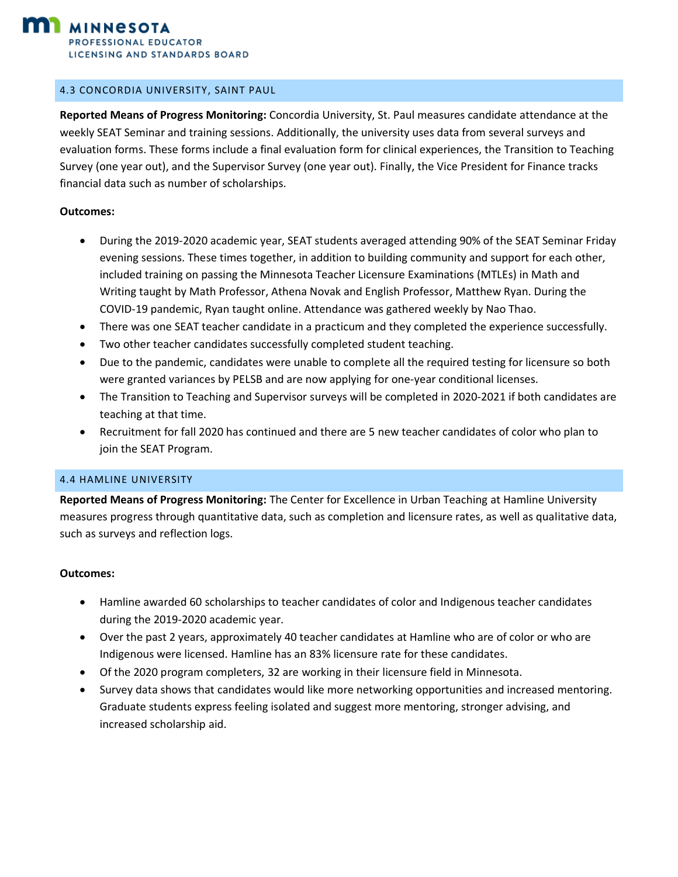## 4.3 CONCORDIA UNIVERSITY, SAINT PAUL

**Reported Means of Progress Monitoring:** Concordia University, St. Paul measures candidate attendance at the weekly SEAT Seminar and training sessions. Additionally, the university uses data from several surveys and evaluation forms. These forms include a final evaluation form for clinical experiences, the Transition to Teaching Survey (one year out), and the Supervisor Survey (one year out). Finally, the Vice President for Finance tracks financial data such as number of scholarships.

**Outcomes:**

- During the 2019-2020 academic year, SEAT students averaged attending 90% of the SEAT Seminar Friday evening sessions. These times together, in addition to building community and support for each other, included training on passing the Minnesota Teacher Licensure Examinations (MTLEs) in Math and Writing taught by Math Professor, Athena Novak and English Professor, Matthew Ryan. During the COVID-19 pandemic, Ryan taught online. Attendance was gathered weekly by Nao Thao.
- There was one SEAT teacher candidate in a practicum and they completed the experience successfully.
- Two other teacher candidates successfully completed student teaching.
- Due to the pandemic, candidates were unable to complete all the required testing for licensure so both were granted variances by PELSB and are now applying for one-year conditional licenses.
- The Transition to Teaching and Supervisor surveys will be completed in 2020-2021 if both candidates are teaching at that time.
- Recruitment for fall 2020 has continued and there are 5 new teacher candidates of color who plan to join the SEAT Program.

## 4.4 HAMLINE UNIVERSITY

**Reported Means of Progress Monitoring:** The Center for Excellence in Urban Teaching at Hamline University measures progress through quantitative data, such as completion and licensure rates, as well as qualitative data, such as surveys and reflection logs.

**Outcomes:**

- Hamline awarded 60 scholarships to teacher candidates of color and Indigenous teacher candidates during the 2019-2020 academic year.
- Over the past 2 years, approximately 40 teacher candidates at Hamline who are of color or who are Indigenous were licensed. Hamline has an 83% licensure rate for these candidates.
- Of the 2020 program completers, 32 are working in their licensure field in Minnesota.
- Survey data shows that candidates would like more networking opportunities and increased mentoring. Graduate students express feeling isolated and suggest more mentoring, stronger advising, and increased scholarship aid.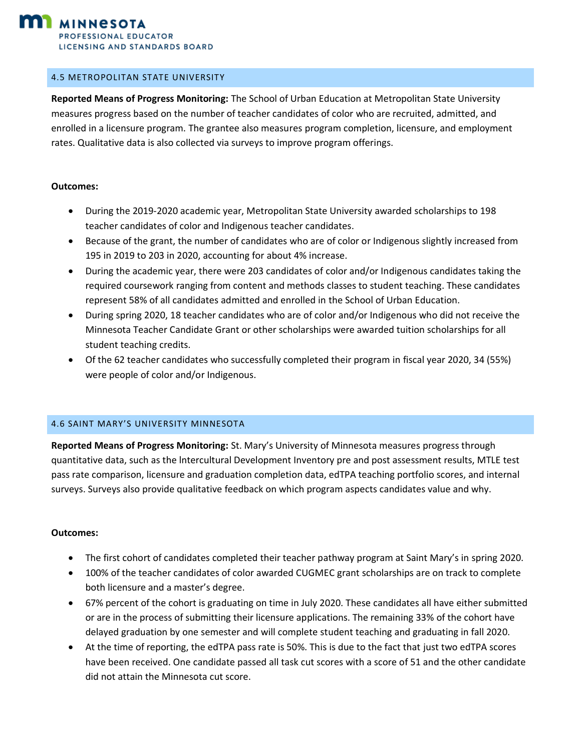## 4.5 METROPOLITAN STATE UNIVERSITY

**Reported Means of Progress Monitoring:** The School of Urban Education at Metropolitan State University measures progress based on the number of teacher candidates of color who are recruited, admitted, and enrolled in a licensure program. The grantee also measures program completion, licensure, and employment rates. Qualitative data is also collected via surveys to improve program offerings.

**Outcomes:**

- During the 2019-2020 academic year, Metropolitan State University awarded scholarships to 198 teacher candidates of color and Indigenous teacher candidates.
- Because of the grant, the number of candidates who are of color or Indigenous slightly increased from 195 in 2019 to 203 in 2020, accounting for about 4% increase.
- During the academic year, there were 203 candidates of color and/or Indigenous candidates taking the required coursework ranging from content and methods classes to student teaching. These candidates represent 58% of all candidates admitted and enrolled in the School of Urban Education.
- During spring 2020, 18 teacher candidates who are of color and/or Indigenous who did not receive the Minnesota Teacher Candidate Grant or other scholarships were awarded tuition scholarships for all student teaching credits.
- Of the 62 teacher candidates who successfully completed their program in fiscal year 2020, 34 (55%) were people of color and/or Indigenous.

## 4.6 SAINT MARY'S UNIVERSITY MINNESOTA

**Reported Means of Progress Monitoring:** St. Mary's University of Minnesota measures progress through quantitative data, such as the lntercultural Development Inventory pre and post assessment results, MTLE test pass rate comparison, licensure and graduation completion data, edTPA teaching portfolio scores, and internal surveys. Surveys also provide qualitative feedback on which program aspects candidates value and why.

**Outcomes:**

- The first cohort of candidates completed their teacher pathway program at Saint Mary's in spring 2020.
- 100% of the teacher candidates of color awarded CUGMEC grant scholarships are on track to complete both licensure and a master's degree.
- 67% percent of the cohort is graduating on time in July 2020. These candidates all have either submitted or are in the process of submitting their licensure applications. The remaining 33% of the cohort have delayed graduation by one semester and will complete student teaching and graduating in fall 2020.
- At the time of reporting, the edTPA pass rate is 50%. This is due to the fact that just two edTPA scores have been received. One candidate passed all task cut scores with a score of 51 and the other candidate did not attain the Minnesota cut score.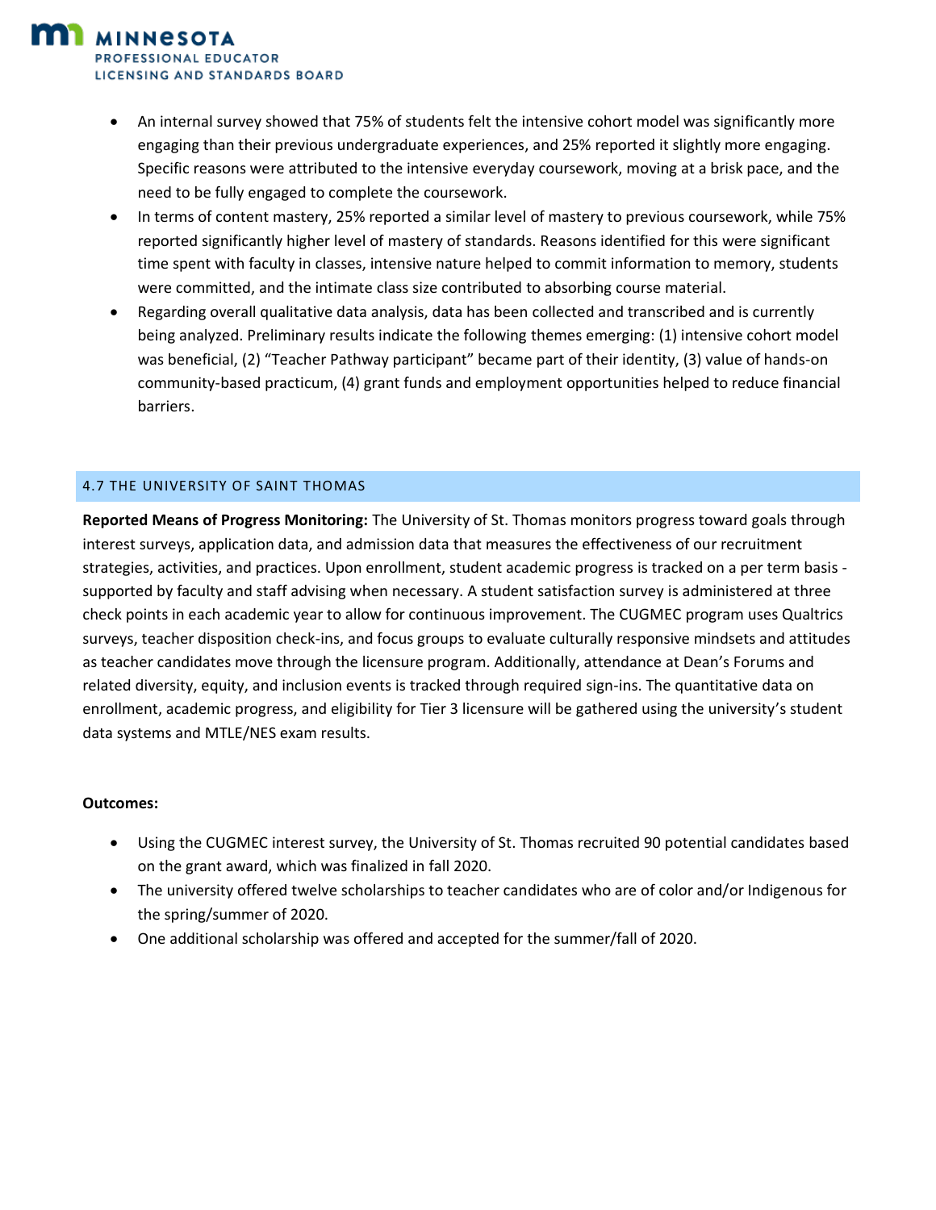- An internal survey showed that 75% of students felt the intensive cohort model was significantly more engaging than their previous undergraduate experiences, and 25% reported it slightly more engaging. Specific reasons were attributed to the intensive everyday coursework, moving at a brisk pace, and the need to be fully engaged to complete the coursework.
- In terms of content mastery, 25% reported a similar level of mastery to previous coursework, while 75% reported significantly higher level of mastery of standards. Reasons identified for this were significant time spent with faculty in classes, intensive nature helped to commit information to memory, students were committed, and the intimate class size contributed to absorbing course material.
- Regarding overall qualitative data analysis, data has been collected and transcribed and is currently being analyzed. Preliminary results indicate the following themes emerging: (1) intensive cohort model was beneficial, (2) "Teacher Pathway participant" became part of their identity, (3) value of hands-on community-based practicum, (4) grant funds and employment opportunities helped to reduce financial barriers.

## 4.7 THE UNIVERSITY OF SAINT THOMAS

**Reported Means of Progress Monitoring:** The University of St. Thomas monitors progress toward goals through interest surveys, application data, and admission data that measures the effectiveness of our recruitment strategies, activities, and practices. Upon enrollment, student academic progress is tracked on a per term basis - supported by faculty and staff advising when necessary. A student satisfaction survey is administered at three check points in each academic year to allow for continuous improvement. The CUGMEC program uses Qualtrics surveys, teacher disposition check-ins, and focus groups to evaluate culturally responsive mindsets and attitudes as teacher candidates move through the licensure program. Additionally, attendance at Dean's Forums and related diversity, equity, and inclusion events is tracked through required sign-ins. The quantitative data on enrollment, academic progress, and eligibility for Tier 3 licensure will be gathered using the university's student data systems and MTLE/NES exam results.

**Outcomes:**

- Using the CUGMEC interest survey, the University of St. Thomas recruited 90 potential candidates based on the grant award, which was finalized in fall 2020.
- The university offered twelve scholarships to teacher candidates who are of color and/or Indigenous for the spring/summer of 2020.
- One additional scholarship was offered and accepted for the summer/fall of 2020.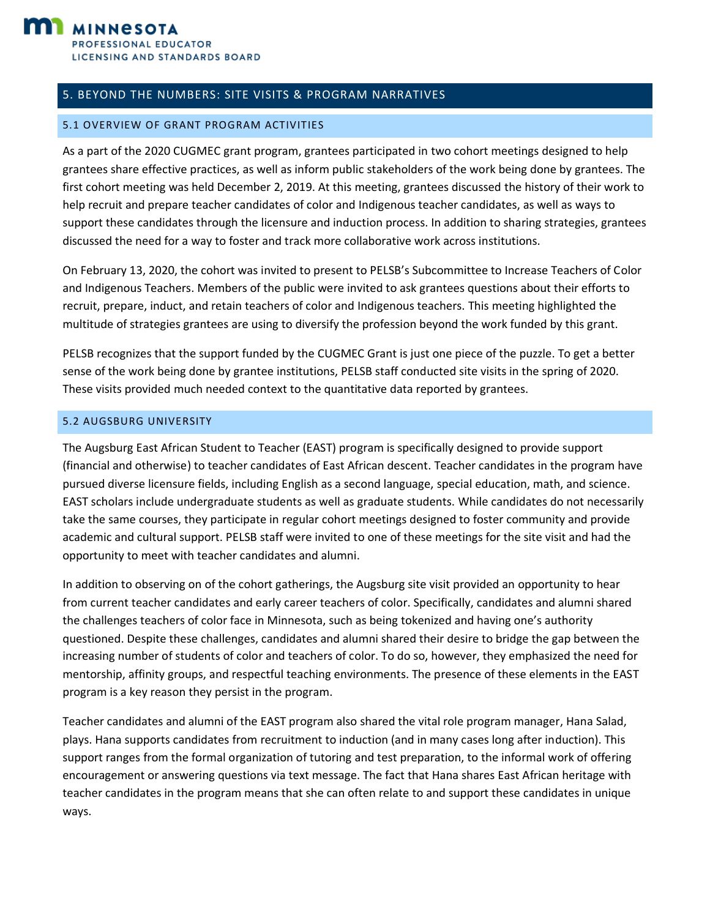## 5. BEYOND THE NUMBERS: SITE VISITS & PROGRAM NARRATIVES

### 5.1 OVERVIEW OF GRANT PROGRAM ACTIVITIES

As a part of the 2020 CUGMEC grant program, grantees participated in two cohort meetings designed to help grantees share effective practices, as well as inform public stakeholders of the work being done by grantees. The first cohort meeting was held December 2, 2019. At this meeting, grantees discussed the history of their work to help recruit and prepare teacher candidates of color and Indigenous teacher candidates, as well as ways to support these candidates through the licensure and induction process. In addition to sharing strategies, grantees discussed the need for a way to foster and track more collaborative work across institutions.

On February 13, 2020, the cohort was invited to present to PELSB's Subcommittee to Increase Teachers of Color and Indigenous Teachers. Members of the public were invited to ask grantees questions about their efforts to recruit, prepare, induct, and retain teachers of color and Indigenous teachers. This meeting highlighted the multitude of strategies grantees are using to diversify the profession beyond the work funded by this grant.

PELSB recognizes that the support funded by the CUGMEC Grant is just one piece of the puzzle. To get a better sense of the work being done by grantee institutions, PELSB staff conducted site visits in the spring of 2020. These visits provided much needed context to the quantitative data reported by grantees.

### 5.2 AUGSBURG UNIVERSITY

The Augsburg East African Student to Teacher (EAST) program is specifically designed to provide support (financial and otherwise) to teacher candidates of East African descent. Teacher candidates in the program have pursued diverse licensure fields, including English as a second language, special education, math, and science. EAST scholars include undergraduate students as well as graduate students. While candidates do not necessarily take the same courses, they participate in regular cohort meetings designed to foster community and provide academic and cultural support. PELSB staff were invited to one of these meetings for the site visit and had the opportunity to meet with teacher candidates and alumni.

In addition to observing on of the cohort gatherings, the Augsburg site visit provided an opportunity to hear from current teacher candidates and early career teachers of color. Specifically, candidates and alumni shared the challenges teachers of color face in Minnesota, such as being tokenized and having one's authority questioned. Despite these challenges, candidates and alumni shared their desire to bridge the gap between the increasing number of students of color and teachers of color. To do so, however, they emphasized the need for mentorship, affinity groups, and respectful teaching environments. The presence of these elements in the EAST program is a key reason they persist in the program.

Teacher candidates and alumni of the EAST program also shared the vital role program manager, Hana Salad, plays. Hana supports candidates from recruitment to induction (and in many cases long after induction). This support ranges from the formal organization of tutoring and test preparation, to the informal work of offering encouragement or answering questions via text message. The fact that Hana shares East African heritage with teacher candidates in the program means that she can often relate to and support these candidates in unique ways.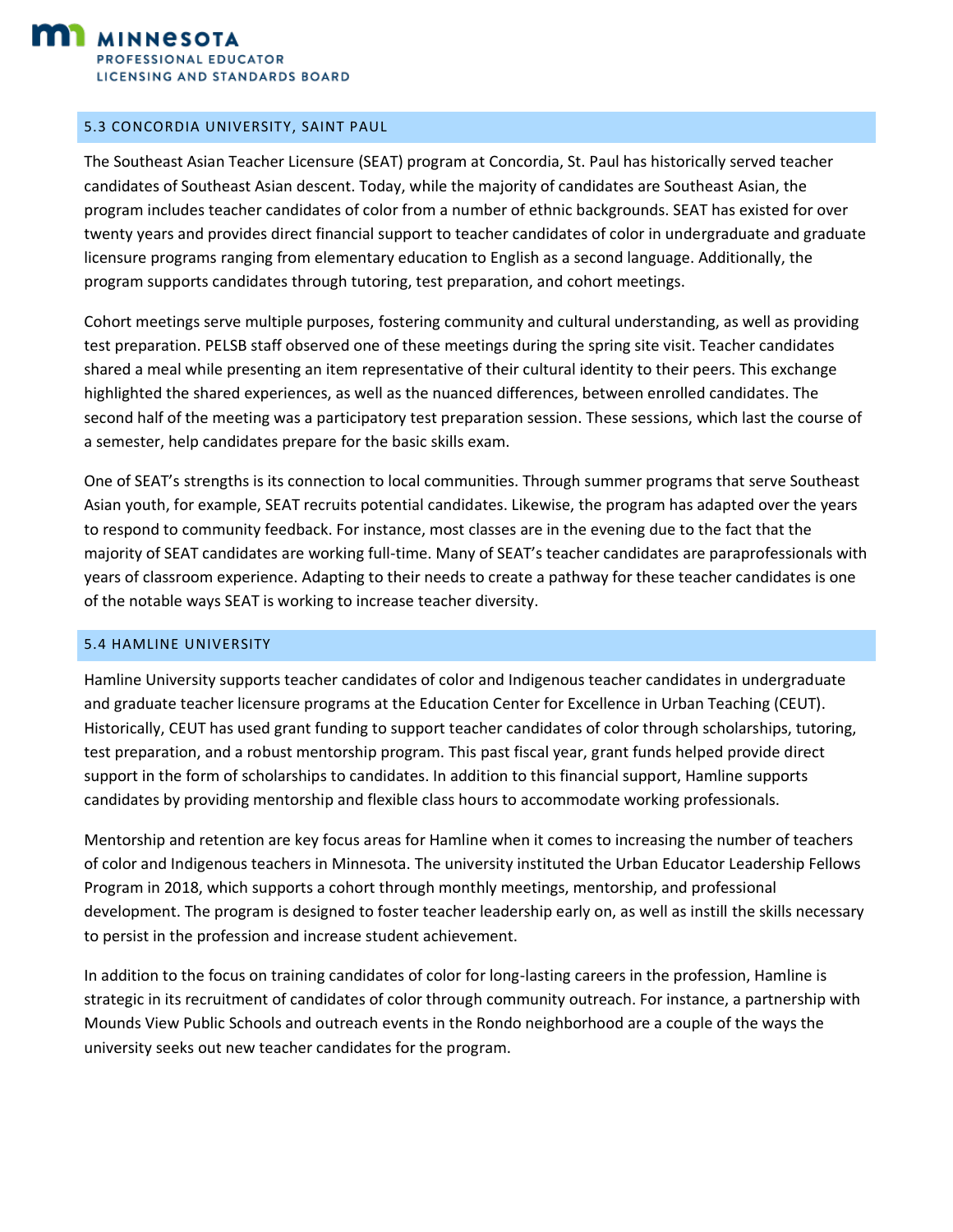### 5.3 CONCORDIA UNIVERSITY, SAINT PAUL

The Southeast Asian Teacher Licensure (SEAT) program at Concordia, St. Paul has historically served teacher candidates of Southeast Asian descent. Today, while the majority of candidates are Southeast Asian, the program includes teacher candidates of color from a number of ethnic backgrounds. SEAT has existed for over twenty years and provides direct financial support to teacher candidates of color in undergraduate and graduate licensure programs ranging from elementary education to English as a second language. Additionally, the program supports candidates through tutoring, test preparation, and cohort meetings.

Cohort meetings serve multiple purposes, fostering community and cultural understanding, as well as providing test preparation. PELSB staff observed one of these meetings during the spring site visit. Teacher candidates shared a meal while presenting an item representative of their cultural identity to their peers. This exchange highlighted the shared experiences, as well as the nuanced differences, between enrolled candidates. The second half of the meeting was a participatory test preparation session. These sessions, which last the course of a semester, help candidates prepare for the basic skills exam.

One of SEAT's strengths is its connection to local communities. Through summer programs that serve Southeast Asian youth, for example, SEAT recruits potential candidates. Likewise, the program has adapted over the years to respond to community feedback. For instance, most classes are in the evening due to the fact that the majority of SEAT candidates are working full-time. Many of SEAT's teacher candidates are paraprofessionals with years of classroom experience. Adapting to their needs to create a pathway for these teacher candidates is one of the notable ways SEAT is working to increase teacher diversity.

### 5.4 HAMLINE UNIVERSITY

Hamline University supports teacher candidates of color and Indigenous teacher candidates in undergraduate and graduate teacher licensure programs at the Education Center for Excellence in Urban Teaching (CEUT). Historically, CEUT has used grant funding to support teacher candidates of color through scholarships, tutoring, test preparation, and a robust mentorship program. This past fiscal year, grant funds helped provide direct support in the form of scholarships to candidates. In addition to this financial support, Hamline supports candidates by providing mentorship and flexible class hours to accommodate working professionals.

Mentorship and retention are key focus areas for Hamline when it comes to increasing the number of teachers of color and Indigenous teachers in Minnesota. The university instituted the Urban Educator Leadership Fellows Program in 2018, which supports a cohort through monthly meetings, mentorship, and professional development. The program is designed to foster teacher leadership early on, as well as instill the skills necessary to persist in the profession and increase student achievement.

In addition to the focus on training candidates of color for long-lasting careers in the profession, Hamline is strategic in its recruitment of candidates of color through community outreach. For instance, a partnership with Mounds View Public Schools and outreach events in the Rondo neighborhood are a couple of the ways the university seeks out new teacher candidates for the program.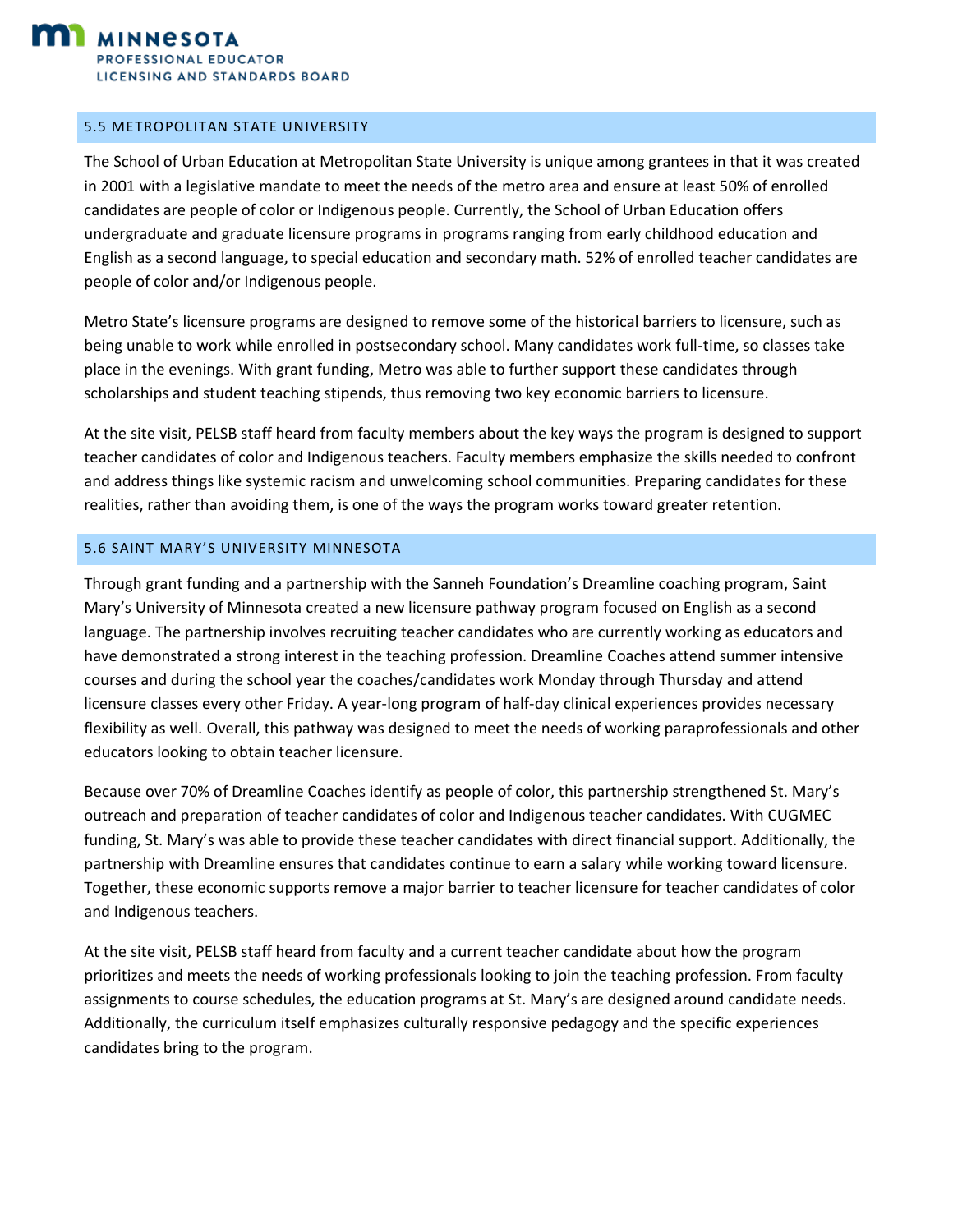## 5.5 METROPOLITAN STATE UNIVERSITY

The School of Urban Education at Metropolitan State University is unique among grantees in that it was created in 2001 with a legislative mandate to meet the needs of the metro area and ensure at least 50% of enrolled candidates are people of color or Indigenous people. Currently, the School of Urban Education offers undergraduate and graduate licensure programs in programs ranging from early childhood education and English as a second language, to special education and secondary math. 52% of enrolled teacher candidates are people of color and/or Indigenous people.

Metro State's licensure programs are designed to remove some of the historical barriers to licensure, such as being unable to work while enrolled in postsecondary school. Many candidates work full-time, so classes take place in the evenings. With grant funding, Metro was able to further support these candidates through scholarships and student teaching stipends, thus removing two key economic barriers to licensure.

At the site visit, PELSB staff heard from faculty members about the key ways the program is designed to support teacher candidates of color and Indigenous teachers. Faculty members emphasize the skills needed to confront and address things like systemic racism and unwelcoming school communities. Preparing candidates for these realities, rather than avoiding them, is one of the ways the program works toward greater retention.

## 5.6 SAINT MARY'S UNIVERSITY MINNESOTA

Through grant funding and a partnership with the Sanneh Foundation's Dreamline coaching program, Saint Mary's University of Minnesota created a new licensure pathway program focused on English as a second language. The partnership involves recruiting teacher candidates who are currently working as educators and have demonstrated a strong interest in the teaching profession. Dreamline Coaches attend summer intensive courses and during the school year the coaches/candidates work Monday through Thursday and attend licensure classes every other Friday. A year-long program of half-day clinical experiences provides necessary flexibility as well. Overall, this pathway was designed to meet the needs of working paraprofessionals and other educators looking to obtain teacher licensure.

Because over 70% of Dreamline Coaches identify as people of color, this partnership strengthened St. Mary's outreach and preparation of teacher candidates of color and Indigenous teacher candidates. With CUGMEC funding, St. Mary's was able to provide these teacher candidates with direct financial support. Additionally, the partnership with Dreamline ensures that candidates continue to earn a salary while working toward licensure. Together, these economic supports remove a major barrier to teacher licensure for teacher candidates of color and Indigenous teachers.

At the site visit, PELSB staff heard from faculty and a current teacher candidate about how the program prioritizes and meets the needs of working professionals looking to join the teaching profession. From faculty assignments to course schedules, the education programs at St. Mary's are designed around candidate needs. Additionally, the curriculum itself emphasizes culturally responsive pedagogy and the specific experiences candidates bring to the program.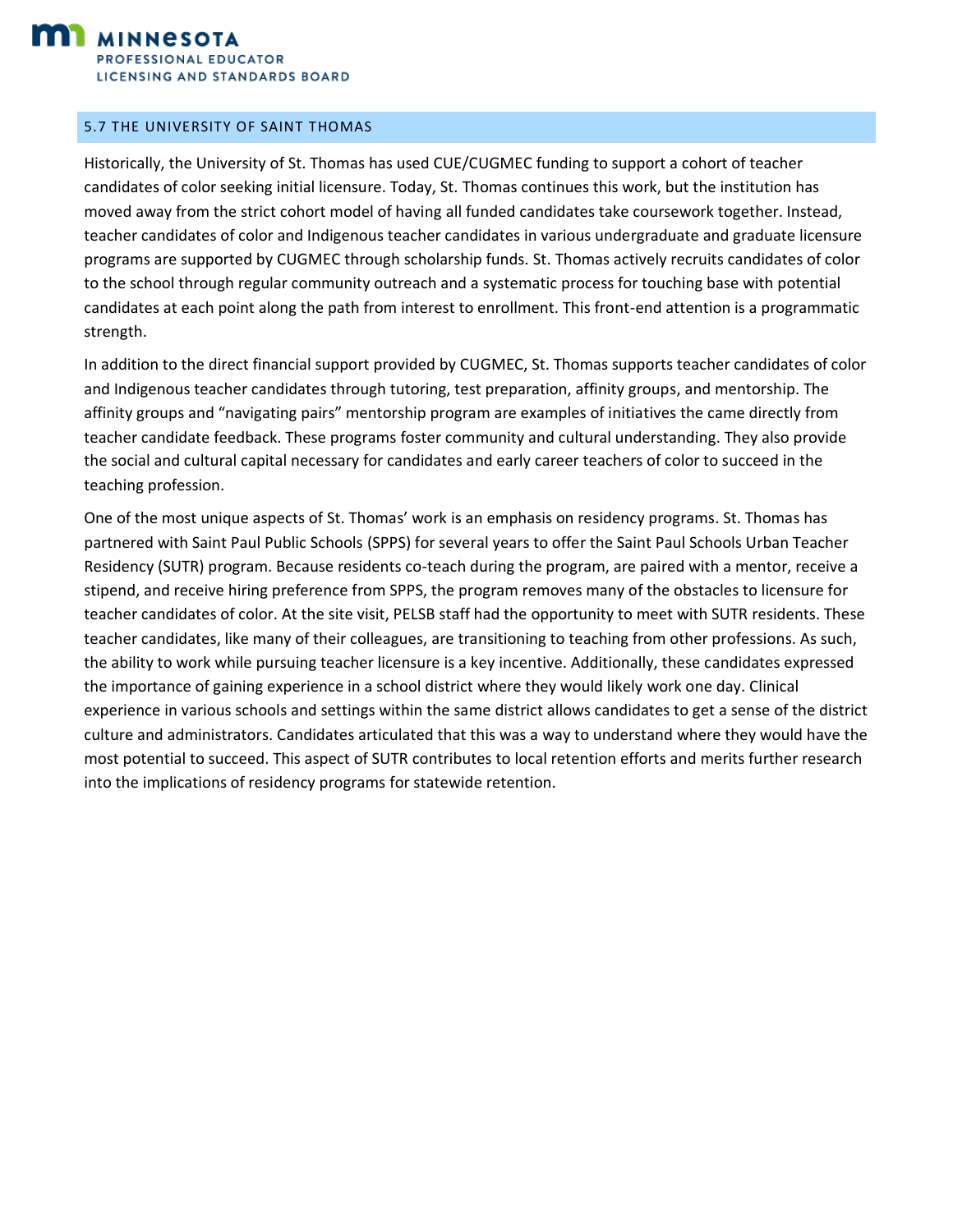## 5.7 THE UNIVERSITY OF SAINT THOMAS

Historically, the University of St. Thomas has used CUE/CUGMEC funding to support a cohort of teacher candidates of color seeking initial licensure. Today, St. Thomas continues this work, but the institution has moved away from the strict cohort model of having all funded candidates take coursework together. Instead, teacher candidates of color and Indigenous teacher candidates in various undergraduate and graduate licensure programs are supported by CUGMEC through scholarship funds. St. Thomas actively recruits candidates of color to the school through regular community outreach and a systematic process for touching base with potential candidates at each point along the path from interest to enrollment. This front-end attention is a programmatic strength.

In addition to the direct financial support provided by CUGMEC, St. Thomas supports teacher candidates of color and Indigenous teacher candidates through tutoring, test preparation, affinity groups, and mentorship. The affinity groups and "navigating pairs" mentorship program are examples of initiatives the came directly from teacher candidate feedback. These programs foster community and cultural understanding. They also provide the social and cultural capital necessary for candidates and early career teachers of color to succeed in the teaching profession.

One of the most unique aspects of St. Thomas' work is an emphasis on residency programs. St. Thomas has partnered with Saint Paul Public Schools (SPPS) for several years to offer the Saint Paul Schools Urban Teacher Residency (SUTR) program. Because residents co-teach during the program, are paired with a mentor, receive a stipend, and receive hiring preference from SPPS, the program removes many of the obstacles to licensure for teacher candidates of color. At the site visit, PELSB staff had the opportunity to meet with SUTR residents. These teacher candidates, like many of their colleagues, are transitioning to teaching from other professions. As such, the ability to work while pursuing teacher licensure is a key incentive. Additionally, these candidates expressed the importance of gaining experience in a school district where they would likely work one day. Clinical experience in various schools and settings within the same district allows candidates to get a sense of the district culture and administrators. Candidates articulated that this was a way to understand where they would have the most potential to succeed. This aspect of SUTR contributes to local retention efforts and merits further research into the implications of residency programs for statewide retention.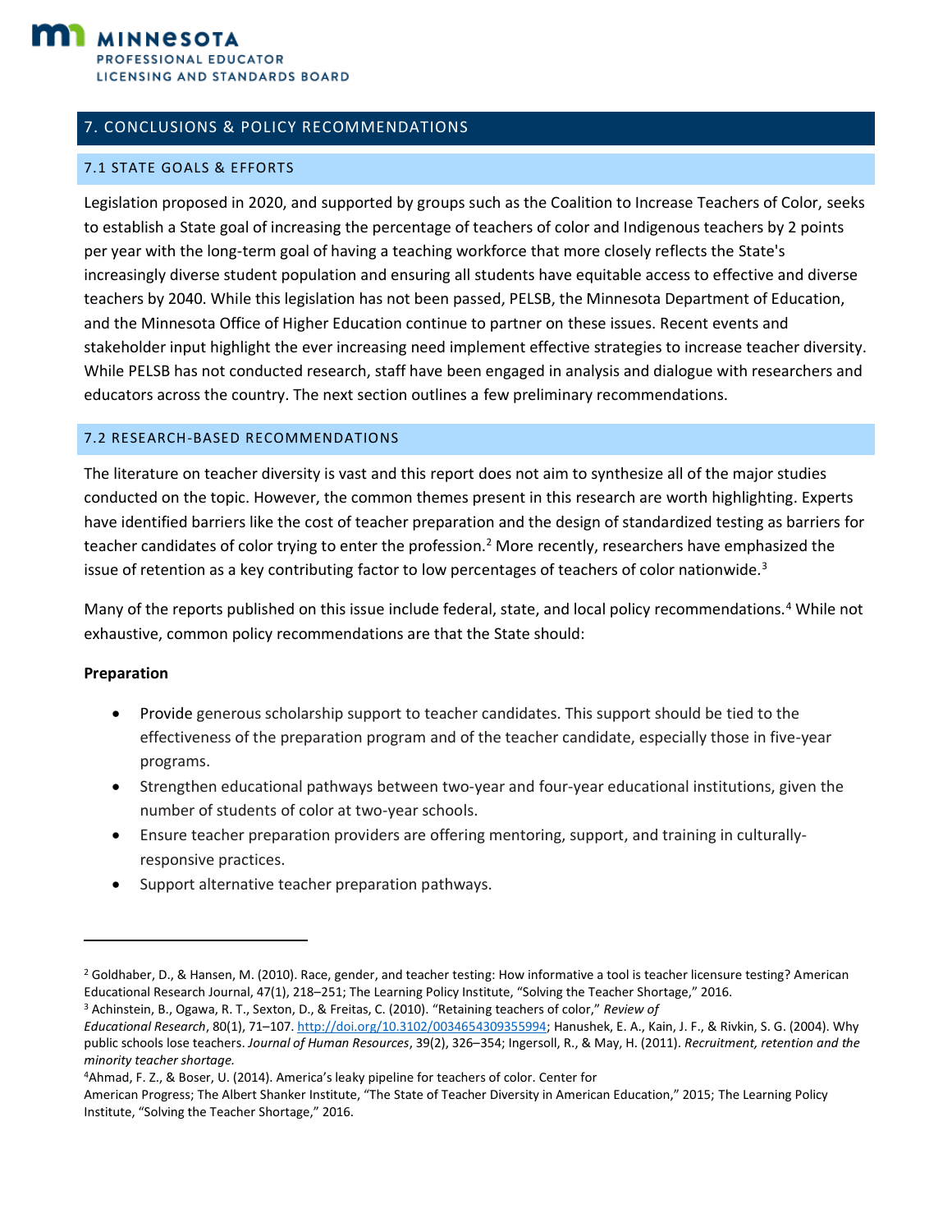## 7. CONCLUSIONS & POLICY RECOMMENDATIONS

### 7.1 STATE GOALS & EFFORTS

Legislation proposed in 2020, and supported by groups such as the Coalition to Increase Teachers of Color, seeks to establish a State goal of increasing the percentage of teachers of color and Indigenous teachers by 2 points per year with the long-term goal of having a teaching workforce that more closely reflects the State's increasingly diverse student population and ensuring all students have equitable access to effective and diverse teachers by 2040. While this legislation has not been passed, PELSB, the Minnesota Department of Education, and the Minnesota Office of Higher Education continue to partner on these issues. Recent events and stakeholder input highlight the ever increasing need implement effective strategies to increase teacher diversity. While PELSB has not conducted research, staff have been engaged in analysis and dialogue with researchers and educators across the country. The next section outlines a few preliminary recommendations.

### 7.2 RESEARCH-BASED RECOMMENDATIONS

The literature on teacher diversity is vast and this report does not aim to synthesize all of the major studies conducted on the topic. However, the common themes present in this research are worth highlighting. Experts have identified barriers like the cost of teacher preparation and the design of standardized testing as barriers for teacher candidates of color trying to enter the profession.[2] More recently, researchers have emphasized the issue of retention as a key contributing factor to low percentages of teachers of color nationwide.[3]

Many of the reports published on this issue include federal, state, and local policy recommendations.[4] While not exhaustive, common policy recommendations are that the State should:

**Preparation**

- Provide generous scholarship support to teacher candidates. This support should be tied to the effectiveness of the preparation program and of the teacher candidate, especially those in five-year programs.
- Strengthen educational pathways between two-year and four-year educational institutions, given the number of students of color at two-year schools.
- Ensure teacher preparation providers are offering mentoring, support, and training in culturally-responsive practices.
- Support alternative teacher preparation pathways.

---

[2] Goldhaber, D., & Hansen, M. (2010). Race, gender, and teacher testing: How informative a tool is teacher licensure testing? American Educational Research Journal, 47(1), 218–251; The Learning Policy Institute, "Solving the Teacher Shortage," 2016.

[3] Achinstein, B., Ogawa, R. T., Sexton, D., & Freitas, C. (2010). "Retaining teachers of color," *Review of Educational Research*, 80(1), 71–107. http://doi.org/10.3102/0034654309355994; Hanushek, E. A., Kain, J. F., & Rivkin, S. G. (2004). Why public schools lose teachers. *Journal of Human Resources*, 39(2), 326–354; Ingersoll, R., & May, H. (2011). *Recruitment, retention and the minority teacher shortage.*

[4] Ahmad, F. Z., & Boser, U. (2014). America's leaky pipeline for teachers of color. Center for American Progress; The Albert Shanker Institute, "The State of Teacher Diversity in American Education," 2015; The Learning Policy Institute, "Solving the Teacher Shortage," 2016.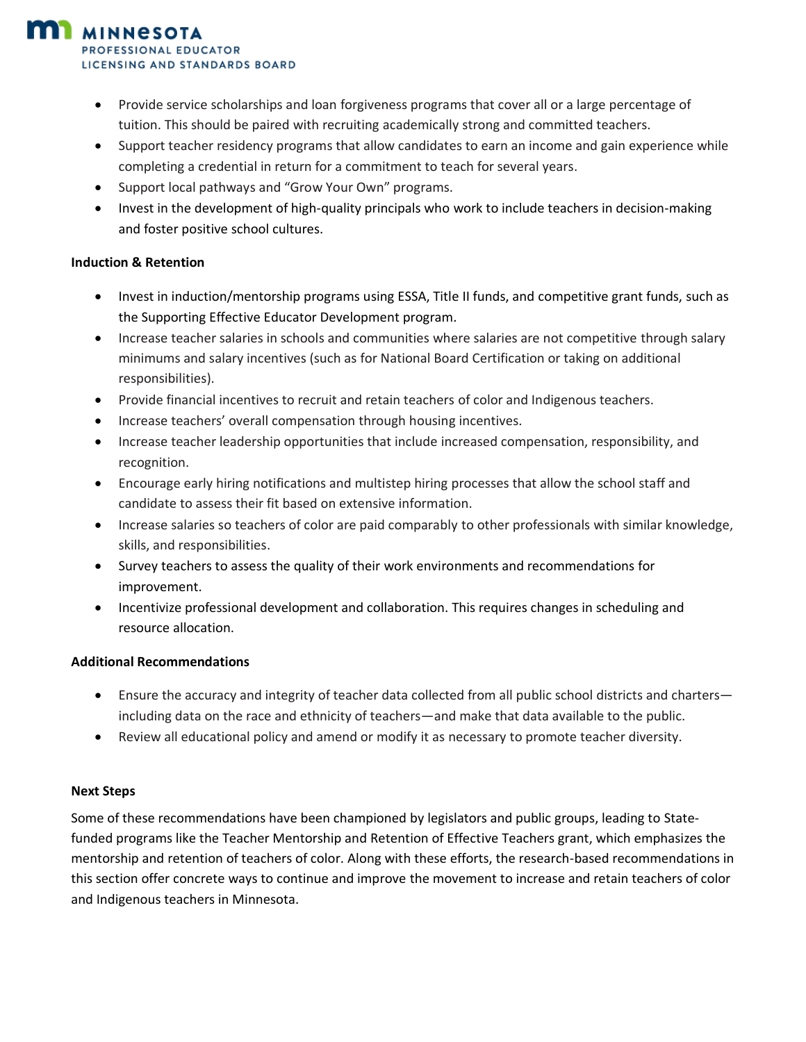- Provide service scholarships and loan forgiveness programs that cover all or a large percentage of tuition. This should be paired with recruiting academically strong and committed teachers.
- Support teacher residency programs that allow candidates to earn an income and gain experience while completing a credential in return for a commitment to teach for several years.
- Support local pathways and "Grow Your Own" programs.
- Invest in the development of high-quality principals who work to include teachers in decision-making and foster positive school cultures.

**Induction & Retention**

- Invest in induction/mentorship programs using ESSA, Title II funds, and competitive grant funds, such as the Supporting Effective Educator Development program.
- Increase teacher salaries in schools and communities where salaries are not competitive through salary minimums and salary incentives (such as for National Board Certification or taking on additional responsibilities).
- Provide financial incentives to recruit and retain teachers of color and Indigenous teachers.
- Increase teachers' overall compensation through housing incentives.
- Increase teacher leadership opportunities that include increased compensation, responsibility, and recognition.
- Encourage early hiring notifications and multistep hiring processes that allow the school staff and candidate to assess their fit based on extensive information.
- Increase salaries so teachers of color are paid comparably to other professionals with similar knowledge, skills, and responsibilities.
- Survey teachers to assess the quality of their work environments and recommendations for improvement.
- Incentivize professional development and collaboration. This requires changes in scheduling and resource allocation.

**Additional Recommendations**

- Ensure the accuracy and integrity of teacher data collected from all public school districts and charters—including data on the race and ethnicity of teachers—and make that data available to the public.
- Review all educational policy and amend or modify it as necessary to promote teacher diversity.

**Next Steps**

Some of these recommendations have been championed by legislators and public groups, leading to State-funded programs like the Teacher Mentorship and Retention of Effective Teachers grant, which emphasizes the mentorship and retention of teachers of color. Along with these efforts, the research-based recommendations in this section offer concrete ways to continue and improve the movement to increase and retain teachers of color and Indigenous teachers in Minnesota.